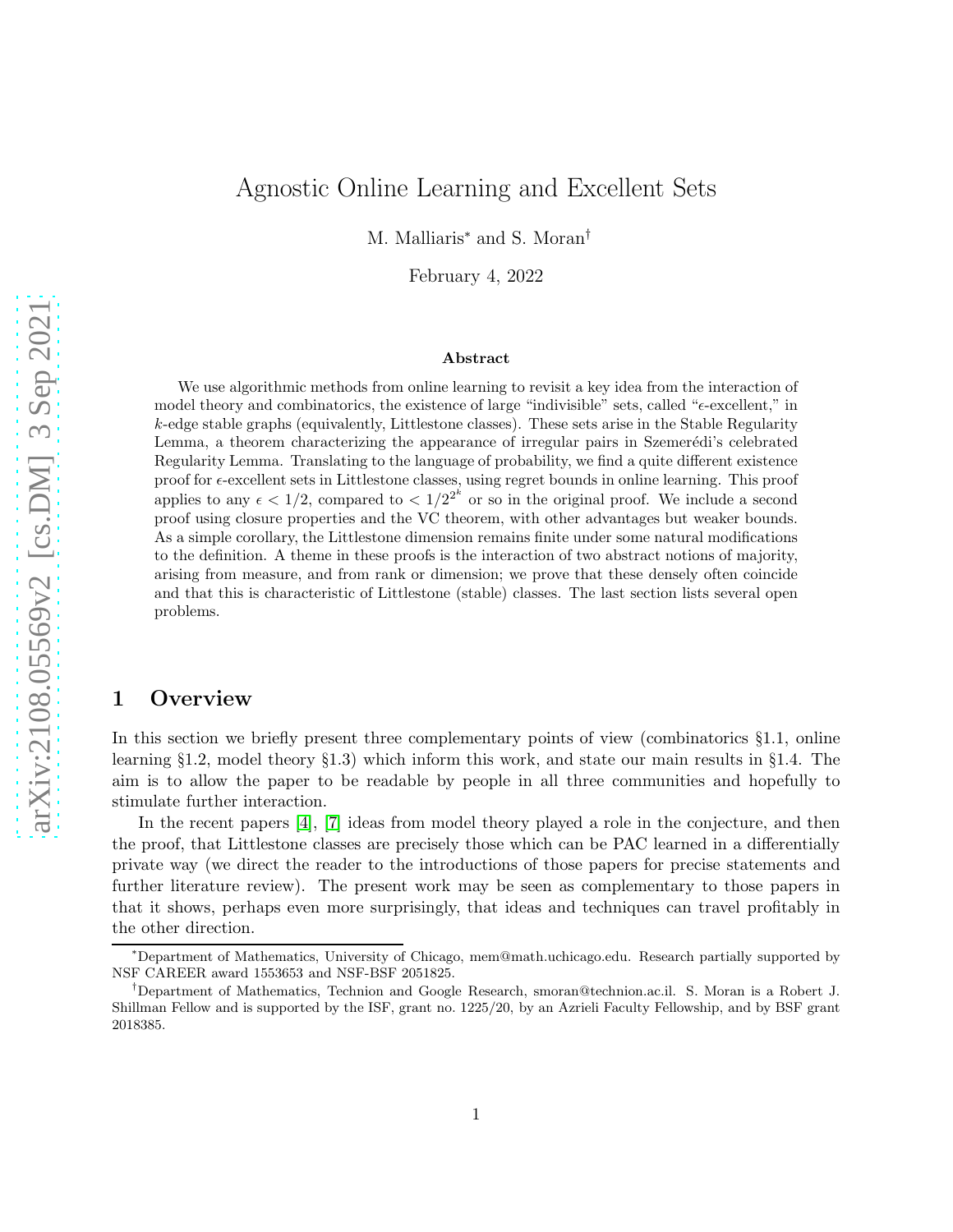# Agnostic Online Learning and Excellent Sets

M. Malliaris* and S. Moran†

February 4, 2022

### Abstract

We use algorithmic methods from online learning to revisit a key idea from the interaction of model theory and combinatorics, the existence of large "indivisible" sets, called "$\epsilon$-excellent," in $k$-edge stable graphs (equivalently, Littlestone classes). These sets arise in the Stable Regularity Lemma, a theorem characterizing the appearance of irregular pairs in Szemerédi's celebrated Regularity Lemma. Translating to the language of probability, we find a quite different existence proof for $\epsilon$-excellent sets in Littlestone classes, using regret bounds in online learning. This proof applies to any $\epsilon < 1/2$, compared to $< 1/2^{2^k}$ or so in the original proof. We include a second proof using closure properties and the VC theorem, with other advantages but weaker bounds. As a simple corollary, the Littlestone dimension remains finite under some natural modifications to the definition. A theme in these proofs is the interaction of two abstract notions of majority, arising from measure, and from rank or dimension; we prove that these densely often coincide and that this is characteristic of Littlestone (stable) classes. The last section lists several open problems.

## 1 Overview

In this section we briefly present three complementary points of view (combinatorics §1.1, online learning §1.2, model theory §1.3) which inform this work, and state our main results in §1.4. The aim is to allow the paper to be readable by people in all three communities and hopefully to stimulate further interaction.

In the recent papers [4], [7] ideas from model theory played a role in the conjecture, and then the proof, that Littlestone classes are precisely those which can be PAC learned in a differentially private way (we direct the reader to the introductions of those papers for precise statements and further literature review). The present work may be seen as complementary to those papers in that it shows, perhaps even more surprisingly, that ideas and techniques can travel profitably in the other direction.

*Department of Mathematics, University of Chicago, mem@math.uchicago.edu. Research partially supported by NSF CAREER award 1553653 and NSF-BSF 2051825.

†Department of Mathematics, Technion and Google Research, smoran@technion.ac.il. S. Moran is a Robert J. Shillman Fellow and is supported by the ISF, grant no. 1225/20, by an Azrieli Faculty Fellowship, and by BSF grant 2018385.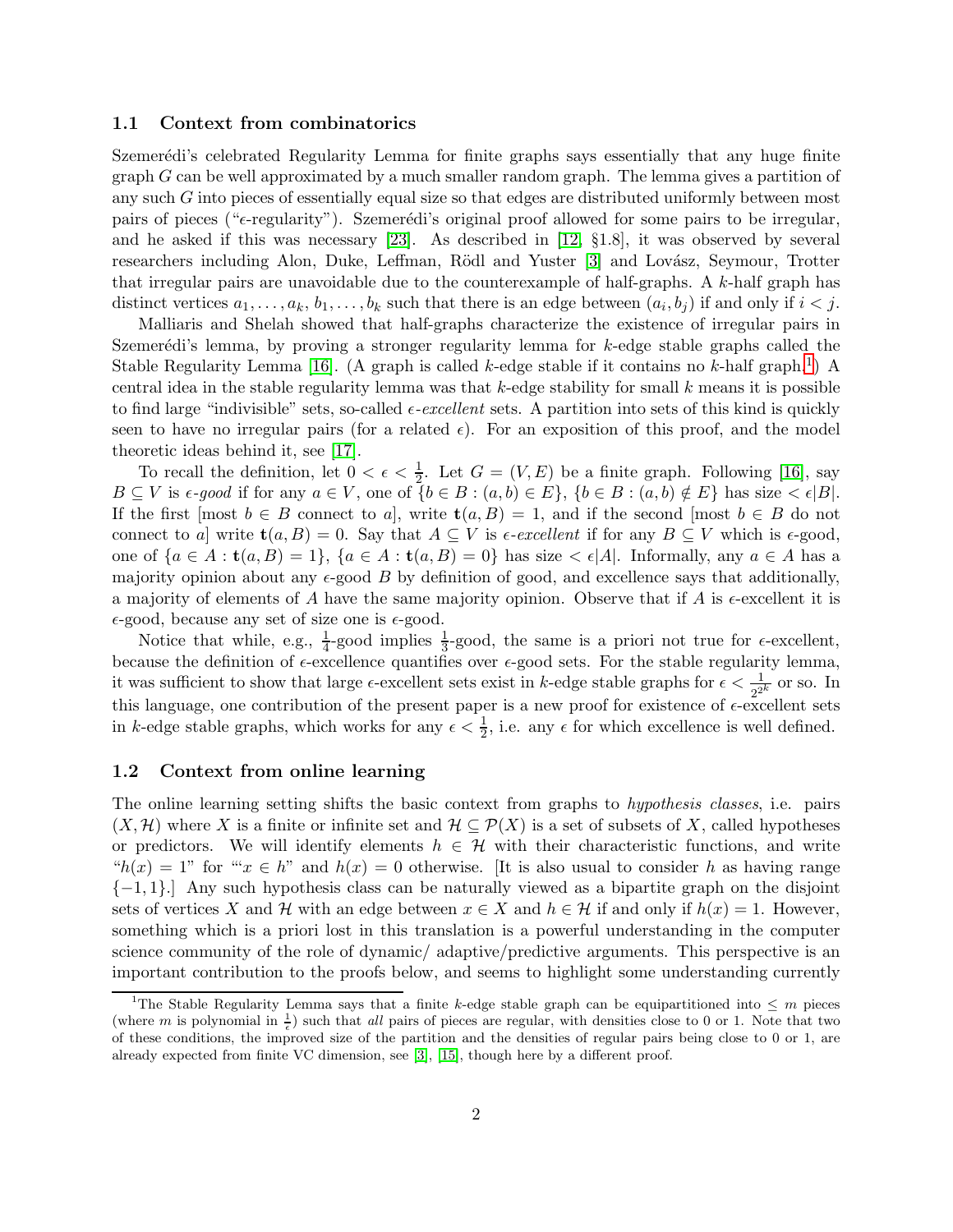### 1.1 Context from combinatorics

Szemerédi's celebrated Regularity Lemma for finite graphs says essentially that any huge finite graph $G$ can be well approximated by a much smaller random graph. The lemma gives a partition of any such $G$ into pieces of essentially equal size so that edges are distributed uniformly between most pairs of pieces ("$\epsilon$-regularity"). Szemerédi's original proof allowed for some pairs to be irregular, and he asked if this was necessary [23]. As described in [12, §1.8], it was observed by several researchers including Alon, Duke, Leffman, Rödl and Yuster [3] and Lovász, Seymour, Trotter that irregular pairs are unavoidable due to the counterexample of half-graphs. A $k$-half graph has distinct vertices $a_1, \dots, a_k, b_1, \dots, b_k$ such that there is an edge between $(a_i, b_j)$ if and only if $i < j$.

Malliaris and Shelah showed that half-graphs characterize the existence of irregular pairs in Szemerédi's lemma, by proving a stronger regularity lemma for $k$-edge stable graphs called the Stable Regularity Lemma [16]. (A graph is called $k$-edge stable if it contains no $k$-half graph.[1]) A central idea in the stable regularity lemma was that $k$-edge stability for small $k$ means it is possible to find large "indivisible" sets, so-called $\epsilon$-*excellent* sets. A partition into sets of this kind is quickly seen to have no irregular pairs (for a related $\epsilon$). For an exposition of this proof, and the model theoretic ideas behind it, see [17].

To recall the definition, let $0 < \epsilon < \frac{1}{2}$. Let $G = (V, E)$ be a finite graph. Following [16], say $B \subseteq V$ is $\epsilon$-*good* if for any $a \in V$, one of $\{b \in B : (a, b) \in E\}$, $\{b \in B : (a, b) \notin E\}$ has size $< \epsilon |B|$. If the first [most $b \in B$ connect to $a$], write $\mathbf{t}(a, B) = 1$, and if the second [most $b \in B$ do not connect to $a$] write $\mathbf{t}(a, B) = 0$. Say that $A \subseteq V$ is $\epsilon$-*excellent* if for any $B \subseteq V$ which is $\epsilon$-good, one of $\{a \in A : \mathbf{t}(a, B) = 1\}$, $\{a \in A : \mathbf{t}(a, B) = 0\}$ has size $< \epsilon |A|$. Informally, any $a \in A$ has a majority opinion about any $\epsilon$-good $B$ by definition of good, and excellence says that additionally, a majority of elements of $A$ have the same majority opinion. Observe that if $A$ is $\epsilon$-excellent it is $\epsilon$-good, because any set of size one is $\epsilon$-good.

Notice that while, e.g., $\frac{1}{4}$-good implies $\frac{1}{3}$-good, the same is a priori not true for $\epsilon$-excellent, because the definition of $\epsilon$-excellence quantifies over $\epsilon$-good sets. For the stable regularity lemma, it was sufficient to show that large $\epsilon$-excellent sets exist in $k$-edge stable graphs for $\epsilon < \frac{1}{2^{2^k}}$ or so. In this language, one contribution of the present paper is a new proof for existence of $\epsilon$-excellent sets in $k$-edge stable graphs, which works for any $\epsilon < \frac{1}{2}$, i.e. any $\epsilon$ for which excellence is well defined.

### 1.2 Context from online learning

The online learning setting shifts the basic context from graphs to *hypothesis classes*, i.e. pairs $(X, \mathcal{H})$ where $X$ is a finite or infinite set and $\mathcal{H} \subseteq \mathcal{P}(X)$ is a set of subsets of $X$, called hypotheses or predictors. We will identify elements $h \in \mathcal{H}$ with their characteristic functions, and write "$h(x) = 1$" for "'$x \in h$" and $h(x) = 0$ otherwise. [It is also usual to consider $h$ as having range $\{-1, 1\}$.] Any such hypothesis class can be naturally viewed as a bipartite graph on the disjoint sets of vertices $X$ and $\mathcal{H}$ with an edge between $x \in X$ and $h \in \mathcal{H}$ if and only if $h(x) = 1$. However, something which is a priori lost in this translation is a powerful understanding in the computer science community of the role of dynamic/ adaptive/predictive arguments. This perspective is an important contribution to the proofs below, and seems to highlight some understanding currently

[1] The Stable Regularity Lemma says that a finite $k$-edge stable graph can be equipartitioned into $\leq m$ pieces (where $m$ is polynomial in $\frac{1}{\epsilon}$) such that *all* pairs of pieces are regular, with densities close to 0 or 1. Note that two of these conditions, the improved size of the partition and the densities of regular pairs being close to 0 or 1, are already expected from finite VC dimension, see [3], [15], though here by a different proof.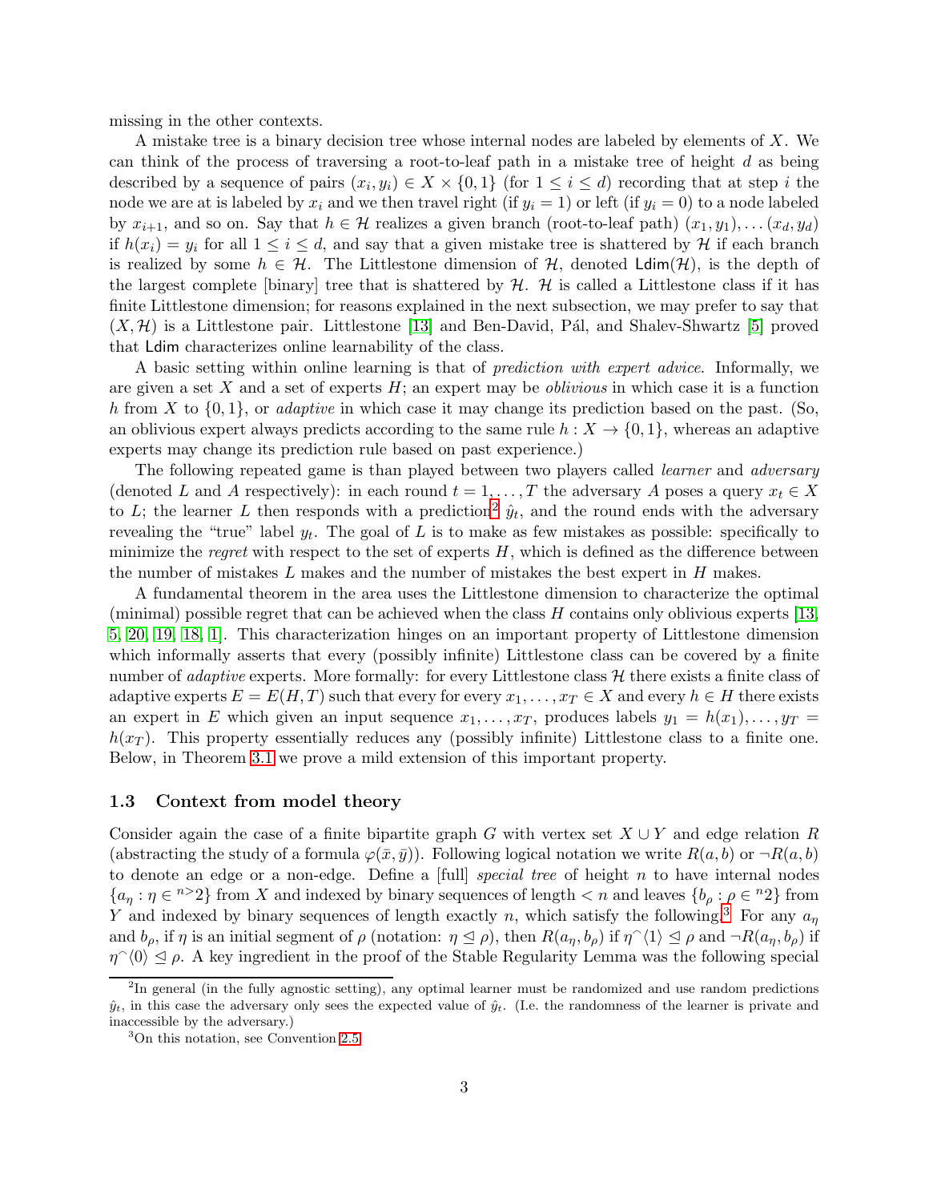missing in the other contexts.

A mistake tree is a binary decision tree whose internal nodes are labeled by elements of $X$. We can think of the process of traversing a root-to-leaf path in a mistake tree of height $d$ as being described by a sequence of pairs $(x_i, y_i) \in X \times \{0, 1\}$ (for $1 \leq i \leq d$) recording that at step $i$ the node we are at is labeled by $x_i$ and we then travel right (if $y_i = 1$) or left (if $y_i = 0$) to a node labeled by $x_{i+1}$, and so on. Say that $h \in \mathcal{H}$ realizes a given branch (root-to-leaf path) $(x_1, y_1), \ldots (x_d, y_d)$ if $h(x_i) = y_i$ for all $1 \leq i \leq d$, and say that a given mistake tree is shattered by $\mathcal{H}$ if each branch is realized by some $h \in \mathcal{H}$. The Littlestone dimension of $\mathcal{H}$, denoted $\mathsf{Ldim}(\mathcal{H})$, is the depth of the largest complete [binary] tree that is shattered by $\mathcal{H}$. $\mathcal{H}$ is called a Littlestone class if it has finite Littlestone dimension; for reasons explained in the next subsection, we may prefer to say that $(X, \mathcal{H})$ is a Littlestone pair. Littlestone [13] and Ben-David, Pál, and Shalev-Shwartz [5] proved that $\mathsf{Ldim}$ characterizes online learnability of the class.

A basic setting within online learning is that of *prediction with expert advice*. Informally, we are given a set $X$ and a set of experts $H$; an expert may be *oblivious* in which case it is a function $h$ from $X$ to $\{0, 1\}$, or *adaptive* in which case it may change its prediction based on the past. (So, an oblivious expert always predicts according to the same rule $h : X \to \{0, 1\}$, whereas an adaptive experts may change its prediction rule based on past experience.)

The following repeated game is than played between two players called *learner* and *adversary* (denoted $L$ and $A$ respectively): in each round $t = 1, \ldots, T$ the adversary $A$ poses a query $x_t \in X$ to $L$; the learner $L$ then responds with a prediction[2] $\hat{y}_t$, and the round ends with the adversary revealing the "true" label $y_t$. The goal of $L$ is to make as few mistakes as possible: specifically to minimize the *regret* with respect to the set of experts $H$, which is defined as the difference between the number of mistakes $L$ makes and the number of mistakes the best expert in $H$ makes.

A fundamental theorem in the area uses the Littlestone dimension to characterize the optimal (minimal) possible regret that can be achieved when the class $H$ contains only oblivious experts [13, 5, 20, 19, 18, 1]. This characterization hinges on an important property of Littlestone dimension which informally asserts that every (possibly infinite) Littlestone class can be covered by a finite number of *adaptive* experts. More formally: for every Littlestone class $\mathcal{H}$ there exists a finite class of adaptive experts $E = E(H, T)$ such that every for every $x_1, \ldots, x_T \in X$ and every $h \in H$ there exists an expert in $E$ which given an input sequence $x_1, \ldots, x_T$, produces labels $y_1 = h(x_1), \ldots, y_T = h(x_T)$. This property essentially reduces any (possibly infinite) Littlestone class to a finite one. Below, in Theorem 3.1 we prove a mild extension of this important property.

### 1.3 Context from model theory

Consider again the case of a finite bipartite graph $G$ with vertex set $X \cup Y$ and edge relation $R$ (abstracting the study of a formula $\varphi(\bar{x}, \bar{y})$). Following logical notation we write $R(a, b)$ or $\neg R(a, b)$ to denote an edge or a non-edge. Define a [full] *special tree* of height $n$ to have internal nodes $\{a_\eta : \eta \in {}^{n>}2\}$ from $X$ and indexed by binary sequences of length $< n$ and leaves $\{b_\rho : \rho \in {}^{n}2\}$ from $Y$ and indexed by binary sequences of length exactly $n$, which satisfy the following:[3] For any $a_\eta$ and $b_\rho$, if $\eta$ is an initial segment of $\rho$ (notation: $\eta \trianglelefteq \rho$), then $R(a_\eta, b_\rho)$ if $\eta^\frown\langle 1 \rangle \trianglelefteq \rho$ and $\neg R(a_\eta, b_\rho)$ if $\eta^\frown\langle 0 \rangle \trianglelefteq \rho$. A key ingredient in the proof of the Stable Regularity Lemma was the following special

[2] In general (in the fully agnostic setting), any optimal learner must be randomized and use random predictions $\hat{y}_t$, in this case the adversary only sees the expected value of $\hat{y}_t$. (I.e. the randomness of the learner is private and inaccessible by the adversary.)

[3] On this notation, see Convention 2.5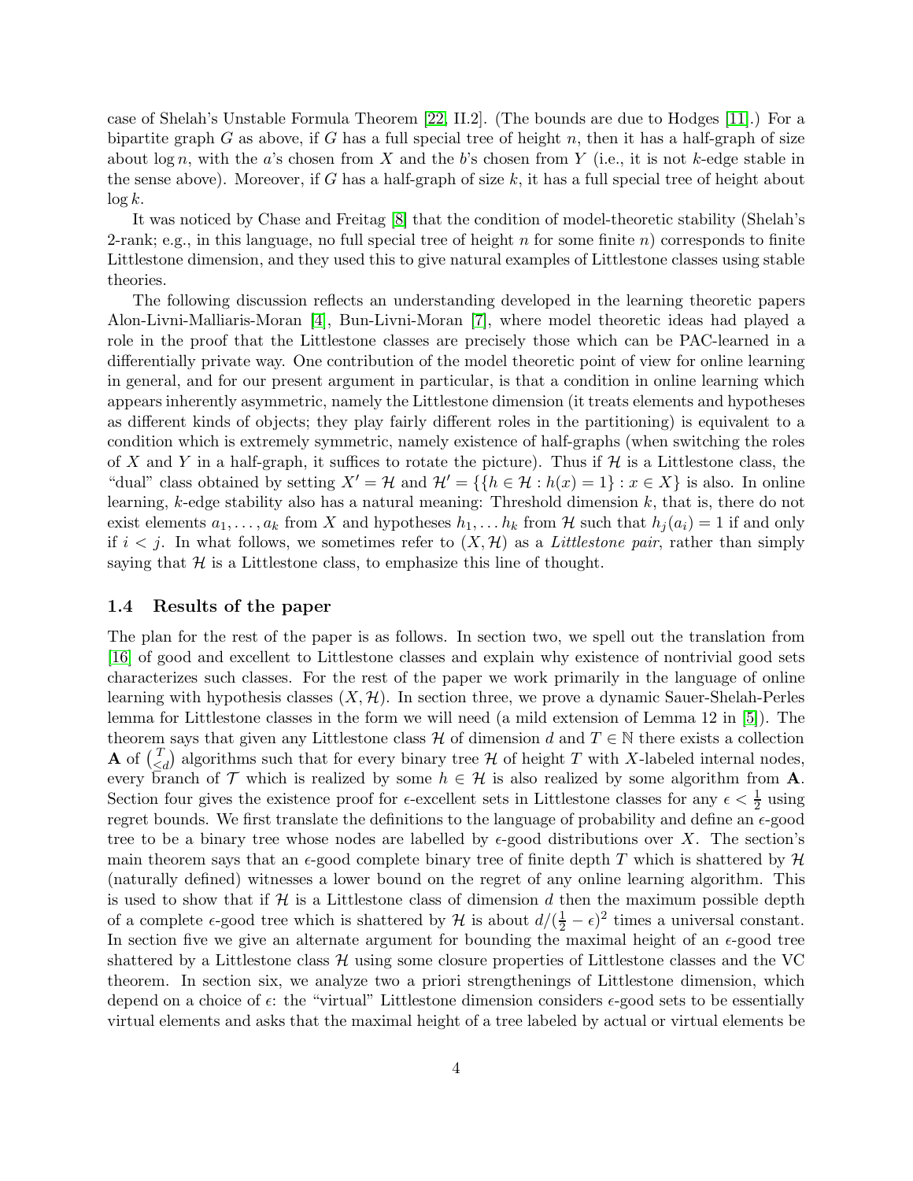case of Shelah's Unstable Formula Theorem [22, II.2]. (The bounds are due to Hodges [11].) For a bipartite graph $G$ as above, if $G$ has a full special tree of height $n$, then it has a half-graph of size about $\log n$, with the $a$'s chosen from $X$ and the $b$'s chosen from $Y$ (i.e., it is not $k$-edge stable in the sense above). Moreover, if $G$ has a half-graph of size $k$, it has a full special tree of height about $\log k$.

It was noticed by Chase and Freitag [8] that the condition of model-theoretic stability (Shelah's 2-rank; e.g., in this language, no full special tree of height $n$ for some finite $n$) corresponds to finite Littlestone dimension, and they used this to give natural examples of Littlestone classes using stable theories.

The following discussion reflects an understanding developed in the learning theoretic papers Alon-Livni-Malliaris-Moran [4], Bun-Livni-Moran [7], where model theoretic ideas had played a role in the proof that the Littlestone classes are precisely those which can be PAC-learned in a differentially private way. One contribution of the model theoretic point of view for online learning in general, and for our present argument in particular, is that a condition in online learning which appears inherently asymmetric, namely the Littlestone dimension (it treats elements and hypotheses as different kinds of objects; they play fairly different roles in the partitioning) is equivalent to a condition which is extremely symmetric, namely existence of half-graphs (when switching the roles of $X$ and $Y$ in a half-graph, it suffices to rotate the picture). Thus if $\mathcal{H}$ is a Littlestone class, the "dual" class obtained by setting $X' = \mathcal{H}$ and $\mathcal{H}' = \{\{h \in \mathcal{H} : h(x) = 1\} : x \in X\}$ is also. In online learning, $k$-edge stability also has a natural meaning: Threshold dimension $k$, that is, there do not exist elements $a_1, \ldots, a_k$ from $X$ and hypotheses $h_1, \ldots h_k$ from $\mathcal{H}$ such that $h_j(a_i) = 1$ if and only if $i < j$. In what follows, we sometimes refer to $(X, \mathcal{H})$ as a *Littlestone pair*, rather than simply saying that $\mathcal{H}$ is a Littlestone class, to emphasize this line of thought.

### 1.4 Results of the paper

The plan for the rest of the paper is as follows. In section two, we spell out the translation from [16] of good and excellent to Littlestone classes and explain why existence of nontrivial good sets characterizes such classes. For the rest of the paper we work primarily in the language of online learning with hypothesis classes $(X, \mathcal{H})$. In section three, we prove a dynamic Sauer-Shelah-Perles lemma for Littlestone classes in the form we will need (a mild extension of Lemma 12 in [5]). The theorem says that given any Littlestone class $\mathcal{H}$ of dimension $d$ and $T \in \mathbb{N}$ there exists a collection $\mathbf{A}$ of $\binom{T}{\leq d}$ algorithms such that for every binary tree $\mathcal{H}$ of height $T$ with $X$-labeled internal nodes, every branch of $\mathcal{T}$ which is realized by some $h \in \mathcal{H}$ is also realized by some algorithm from $\mathbf{A}$. Section four gives the existence proof for $\epsilon$-excellent sets in Littlestone classes for any $\epsilon < \frac{1}{2}$ using regret bounds. We first translate the definitions to the language of probability and define an $\epsilon$-good tree to be a binary tree whose nodes are labelled by $\epsilon$-good distributions over $X$. The section's main theorem says that an $\epsilon$-good complete binary tree of finite depth $T$ which is shattered by $\mathcal{H}$ (naturally defined) witnesses a lower bound on the regret of any online learning algorithm. This is used to show that if $\mathcal{H}$ is a Littlestone class of dimension $d$ then the maximum possible depth of a complete $\epsilon$-good tree which is shattered by $\mathcal{H}$ is about $d/(\frac{1}{2} - \epsilon)^2$ times a universal constant. In section five we give an alternate argument for bounding the maximal height of an $\epsilon$-good tree shattered by a Littlestone class $\mathcal{H}$ using some closure properties of Littlestone classes and the VC theorem. In section six, we analyze two a priori strengthenings of Littlestone dimension, which depend on a choice of $\epsilon$: the "virtual" Littlestone dimension considers $\epsilon$-good sets to be essentially virtual elements and asks that the maximal height of a tree labeled by actual or virtual elements be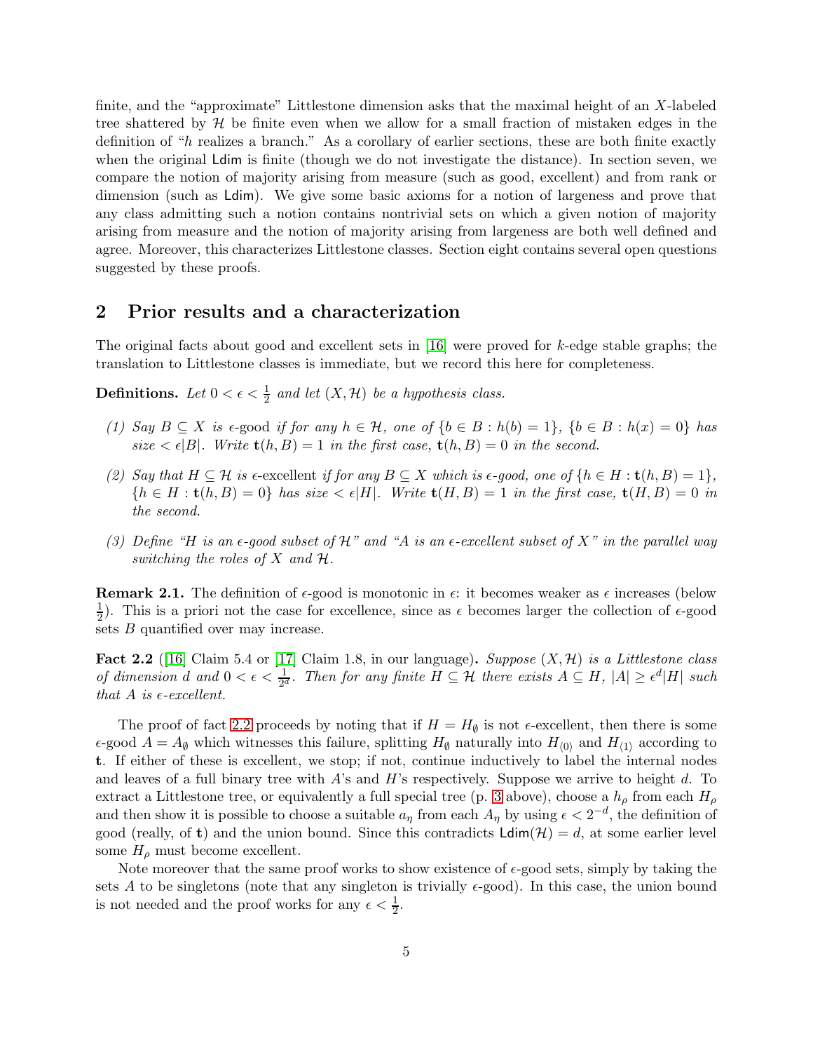finite, and the "approximate" Littlestone dimension asks that the maximal height of an $X$-labeled tree shattered by $\mathcal{H}$ be finite even when we allow for a small fraction of mistaken edges in the definition of "$h$ realizes a branch." As a corollary of earlier sections, these are both finite exactly when the original Ldim is finite (though we do not investigate the distance). In section seven, we compare the notion of majority arising from measure (such as good, excellent) and from rank or dimension (such as Ldim). We give some basic axioms for a notion of largeness and prove that any class admitting such a notion contains nontrivial sets on which a given notion of majority arising from measure and the notion of majority arising from largeness are both well defined and agree. Moreover, this characterizes Littlestone classes. Section eight contains several open questions suggested by these proofs.

## 2 Prior results and a characterization

The original facts about good and excellent sets in [16] were proved for $k$-edge stable graphs; the translation to Littlestone classes is immediate, but we record this here for completeness.

**Definitions.** *Let $0 < \epsilon < \frac{1}{2}$ and let $(X, \mathcal{H})$ be a hypothesis class.*

*(1) Say $B \subseteq X$ is $\epsilon$-good if for any $h \in \mathcal{H}$, one of $\{b \in B : h(b) = 1\}$, $\{b \in B : h(x) = 0\}$ has size $< \epsilon|B|$. Write $\mathbf{t}(h, B) = 1$ in the first case, $\mathbf{t}(h, B) = 0$ in the second.*

*(2) Say that $H \subseteq \mathcal{H}$ is $\epsilon$-excellent if for any $B \subseteq X$ which is $\epsilon$-good, one of $\{h \in H : \mathbf{t}(h, B) = 1\}$, $\{h \in H : \mathbf{t}(h, B) = 0\}$ has size $< \epsilon|H|$. Write $\mathbf{t}(H, B) = 1$ in the first case, $\mathbf{t}(H, B) = 0$ in the second.*

*(3) Define "$H$ is an $\epsilon$-good subset of $\mathcal{H}$" and "$A$ is an $\epsilon$-excellent subset of $X$" in the parallel way switching the roles of $X$ and $\mathcal{H}$.*

**Remark 2.1.** The definition of $\epsilon$-good is monotonic in $\epsilon$: it becomes weaker as $\epsilon$ increases (below $\frac{1}{2}$). This is a priori not the case for excellence, since as $\epsilon$ becomes larger the collection of $\epsilon$-good sets $B$ quantified over may increase.

**Fact 2.2** ([16] Claim 5.4 or [17] Claim 1.8, in our language)**.** *Suppose $(X, \mathcal{H})$ is a Littlestone class of dimension $d$ and $0 < \epsilon < \frac{1}{2^d}$. Then for any finite $H \subseteq \mathcal{H}$ there exists $A \subseteq H$, $|A| \geq \epsilon^d |H|$ such that $A$ is $\epsilon$-excellent.*

The proof of fact 2.2 proceeds by noting that if $H = H_\emptyset$ is not $\epsilon$-excellent, then there is some $\epsilon$-good $A = A_\emptyset$ which witnesses this failure, splitting $H_\emptyset$ naturally into $H_{\langle 0 \rangle}$ and $H_{\langle 1 \rangle}$ according to $\mathbf{t}$. If either of these is excellent, we stop; if not, continue inductively to label the internal nodes and leaves of a full binary tree with $A$'s and $H$'s respectively. Suppose we arrive to height $d$. To extract a Littlestone tree, or equivalently a full special tree (p. 3 above), choose a $h_\rho$ from each $H_\rho$ and then show it is possible to choose a suitable $a_\eta$ from each $A_\eta$ by using $\epsilon < 2^{-d}$, the definition of good (really, of $\mathbf{t}$) and the union bound. Since this contradicts $\mathsf{Ldim}(\mathcal{H}) = d$, at some earlier level some $H_\rho$ must become excellent.

Note moreover that the same proof works to show existence of $\epsilon$-good sets, simply by taking the sets $A$ to be singletons (note that any singleton is trivially $\epsilon$-good). In this case, the union bound is not needed and the proof works for any $\epsilon < \frac{1}{2}$.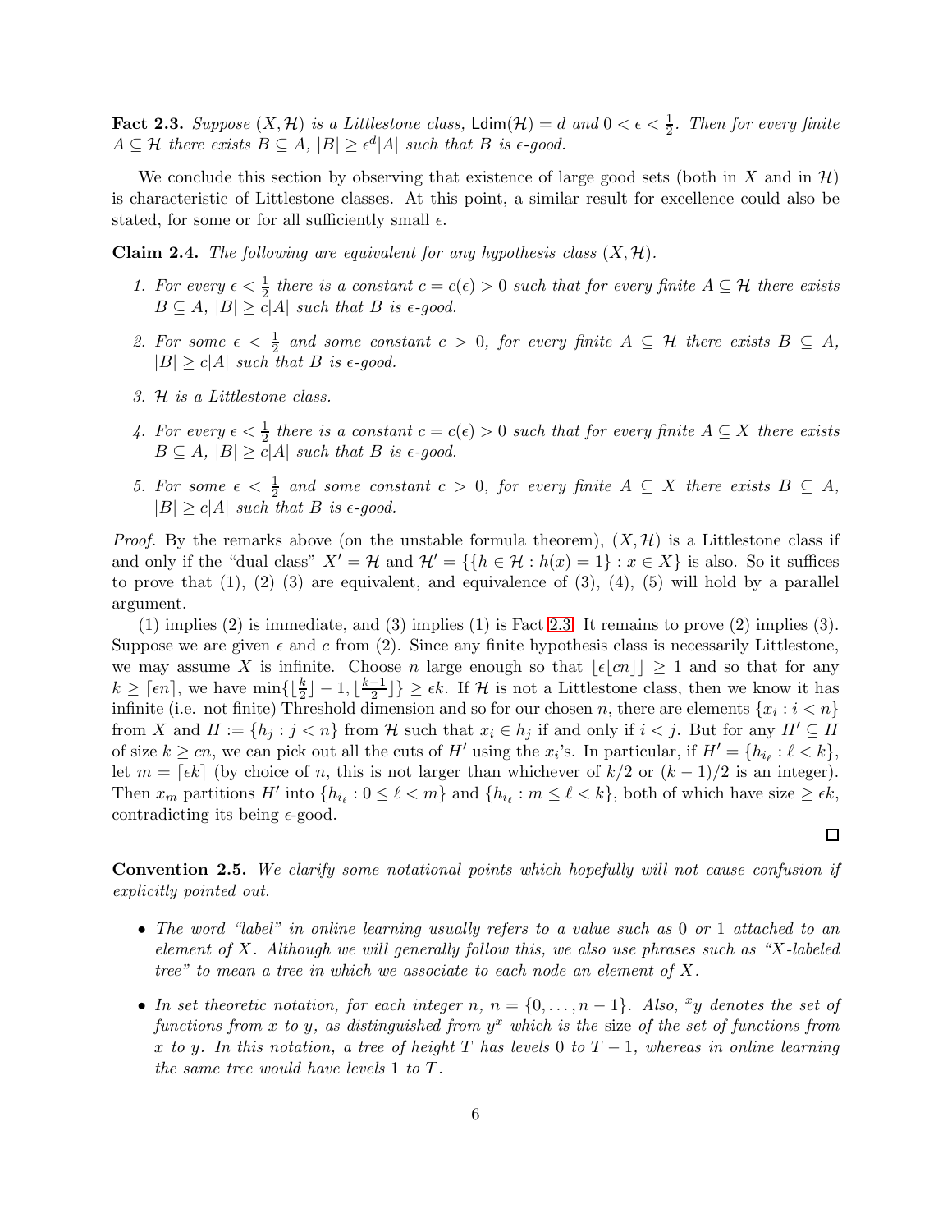**Fact 2.3.** *Suppose $(X, \mathcal{H})$ is a Littlestone class, $\mathsf{Ldim}(\mathcal{H}) = d$ and $0 < \epsilon < \frac{1}{2}$. Then for every finite $A \subseteq \mathcal{H}$ there exists $B \subseteq A$, $|B| \geq \epsilon^d |A|$ such that $B$ is $\epsilon$-good.*

We conclude this section by observing that existence of large good sets (both in $X$ and in $\mathcal{H}$) is characteristic of Littlestone classes. At this point, a similar result for excellence could also be stated, for some or for all sufficiently small $\epsilon$.

**Claim 2.4.** *The following are equivalent for any hypothesis class $(X, \mathcal{H})$.*

1. *For every $\epsilon < \frac{1}{2}$ there is a constant $c = c(\epsilon) > 0$ such that for every finite $A \subseteq \mathcal{H}$ there exists $B \subseteq A$, $|B| \geq c|A|$ such that $B$ is $\epsilon$-good.*
2. *For some $\epsilon < \frac{1}{2}$ and some constant $c > 0$, for every finite $A \subseteq \mathcal{H}$ there exists $B \subseteq A$, $|B| \geq c|A|$ such that $B$ is $\epsilon$-good.*
3. *$\mathcal{H}$ is a Littlestone class.*
4. *For every $\epsilon < \frac{1}{2}$ there is a constant $c = c(\epsilon) > 0$ such that for every finite $A \subseteq X$ there exists $B \subseteq A$, $|B| \geq c|A|$ such that $B$ is $\epsilon$-good.*
5. *For some $\epsilon < \frac{1}{2}$ and some constant $c > 0$, for every finite $A \subseteq X$ there exists $B \subseteq A$, $|B| \geq c|A|$ such that $B$ is $\epsilon$-good.*

*Proof.* By the remarks above (on the unstable formula theorem), $(X, \mathcal{H})$ is a Littlestone class if and only if the "dual class" $X' = \mathcal{H}$ and $\mathcal{H}' = \{\{h \in \mathcal{H} : h(x) = 1\} : x \in X\}$ is also. So it suffices to prove that (1), (2) (3) are equivalent, and equivalence of (3), (4), (5) will hold by a parallel argument.

(1) implies (2) is immediate, and (3) implies (1) is Fact 2.3. It remains to prove (2) implies (3). Suppose we are given $\epsilon$ and $c$ from (2). Since any finite hypothesis class is necessarily Littlestone, we may assume $X$ is infinite. Choose $n$ large enough so that $\lfloor \epsilon \lfloor cn \rfloor \rfloor \geq 1$ and so that for any $k \geq \lceil \epsilon n \rceil$, we have $\min\{\lfloor \frac{k}{2} \rfloor - 1, \lfloor \frac{k-1}{2} \rfloor\} \geq \epsilon k$. If $\mathcal{H}$ is not a Littlestone class, then we know it has infinite (i.e. not finite) Threshold dimension and so for our chosen $n$, there are elements $\{x_i : i < n\}$ from $X$ and $H := \{h_j : j < n\}$ from $\mathcal{H}$ such that $x_i \in h_j$ if and only if $i < j$. But for any $H' \subseteq H$ of size $k \geq cn$, we can pick out all the cuts of $H'$ using the $x_i$'s. In particular, if $H' = \{h_{i_\ell} : \ell < k\}$, let $m = \lceil \epsilon k \rceil$ (by choice of $n$, this is not larger than whichever of $k/2$ or $(k-1)/2$ is an integer). Then $x_m$ partitions $H'$ into $\{h_{i_\ell} : 0 \leq \ell < m\}$ and $\{h_{i_\ell} : m \leq \ell < k\}$, both of which have size $\geq \epsilon k$, contradicting its being $\epsilon$-good.

$\square$

**Convention 2.5.** *We clarify some notational points which hopefully will not cause confusion if explicitly pointed out.*

- *The word "label" in online learning usually refers to a value such as 0 or 1 attached to an element of $X$. Although we will generally follow this, we also use phrases such as "$X$-labeled tree" to mean a tree in which we associate to each node an element of $X$.*
- *In set theoretic notation, for each integer $n$, $n = \{0, \ldots, n-1\}$. Also, ${}^x y$ denotes the set of functions from $x$ to $y$, as distinguished from $y^x$ which is the* size *of the set of functions from $x$ to $y$. In this notation, a tree of height $T$ has levels $0$ to $T - 1$, whereas in online learning the same tree would have levels $1$ to $T$.*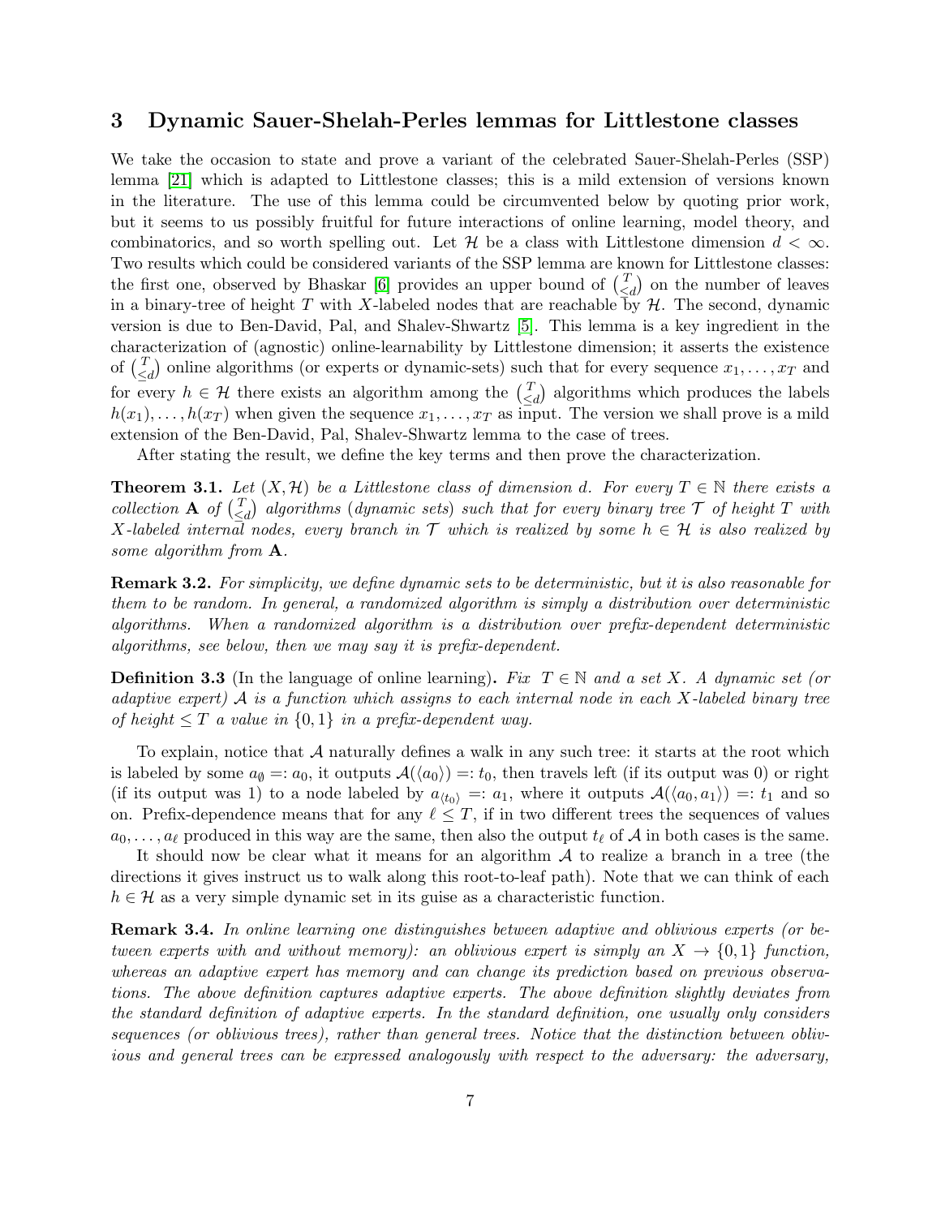## 3 Dynamic Sauer-Shelah-Perles lemmas for Littlestone classes

We take the occasion to state and prove a variant of the celebrated Sauer-Shelah-Perles (SSP) lemma [21] which is adapted to Littlestone classes; this is a mild extension of versions known in the literature. The use of this lemma could be circumvented below by quoting prior work, but it seems to us possibly fruitful for future interactions of online learning, model theory, and combinatorics, and so worth spelling out. Let $\mathcal{H}$ be a class with Littlestone dimension $d < \infty$. Two results which could be considered variants of the SSP lemma are known for Littlestone classes: the first one, observed by Bhaskar [6] provides an upper bound of $\binom{T}{\leq d}$ on the number of leaves in a binary-tree of height $T$ with $X$-labeled nodes that are reachable by $\mathcal{H}$. The second, dynamic version is due to Ben-David, Pal, and Shalev-Shwartz [5]. This lemma is a key ingredient in the characterization of (agnostic) online-learnability by Littlestone dimension; it asserts the existence of $\binom{T}{\leq d}$ online algorithms (or experts or dynamic-sets) such that for every sequence $x_1, \ldots, x_T$ and for every $h \in \mathcal{H}$ there exists an algorithm among the $\binom{T}{\leq d}$ algorithms which produces the labels $h(x_1), \ldots, h(x_T)$ when given the sequence $x_1, \ldots, x_T$ as input. The version we shall prove is a mild extension of the Ben-David, Pal, Shalev-Shwartz lemma to the case of trees.

After stating the result, we define the key terms and then prove the characterization.

**Theorem 3.1.** *Let $(X, \mathcal{H})$ be a Littlestone class of dimension $d$. For every $T \in \mathbb{N}$ there exists a collection $\mathbf{A}$ of $\binom{T}{\leq d}$ algorithms (dynamic sets) such that for every binary tree $\mathcal{T}$ of height $T$ with $X$-labeled internal nodes, every branch in $\mathcal{T}$ which is realized by some $h \in \mathcal{H}$ is also realized by some algorithm from $\mathbf{A}$.*

**Remark 3.2.** *For simplicity, we define dynamic sets to be deterministic, but it is also reasonable for them to be random. In general, a randomized algorithm is simply a distribution over deterministic algorithms. When a randomized algorithm is a distribution over prefix-dependent deterministic algorithms, see below, then we may say it is prefix-dependent.*

**Definition 3.3** (In the language of online learning)**.** *Fix $T \in \mathbb{N}$ and a set $X$. A dynamic set (or adaptive expert) $\mathcal{A}$ is a function which assigns to each internal node in each $X$-labeled binary tree of height $\leq T$ a value in $\{0, 1\}$ in a prefix-dependent way.*

To explain, notice that $\mathcal{A}$ naturally defines a walk in any such tree: it starts at the root which is labeled by some $a_\emptyset =: a_0$, it outputs $\mathcal{A}(\langle a_0 \rangle) =: t_0$, then travels left (if its output was 0) or right (if its output was 1) to a node labeled by $a_{\langle t_0 \rangle} =: a_1$, where it outputs $\mathcal{A}(\langle a_0, a_1 \rangle) =: t_1$ and so on. Prefix-dependence means that for any $\ell \leq T$, if in two different trees the sequences of values $a_0, \ldots, a_\ell$ produced in this way are the same, then also the output $t_\ell$ of $\mathcal{A}$ in both cases is the same.

It should now be clear what it means for an algorithm $\mathcal{A}$ to realize a branch in a tree (the directions it gives instruct us to walk along this root-to-leaf path). Note that we can think of each $h \in \mathcal{H}$ as a very simple dynamic set in its guise as a characteristic function.

**Remark 3.4.** *In online learning one distinguishes between adaptive and oblivious experts (or between experts with and without memory): an oblivious expert is simply an $X \to \{0, 1\}$ function, whereas an adaptive expert has memory and can change its prediction based on previous observations. The above definition captures adaptive experts. The above definition slightly deviates from the standard definition of adaptive experts. In the standard definition, one usually only considers sequences (or oblivious trees), rather than general trees. Notice that the distinction between oblivious and general trees can be expressed analogously with respect to the adversary: the adversary,*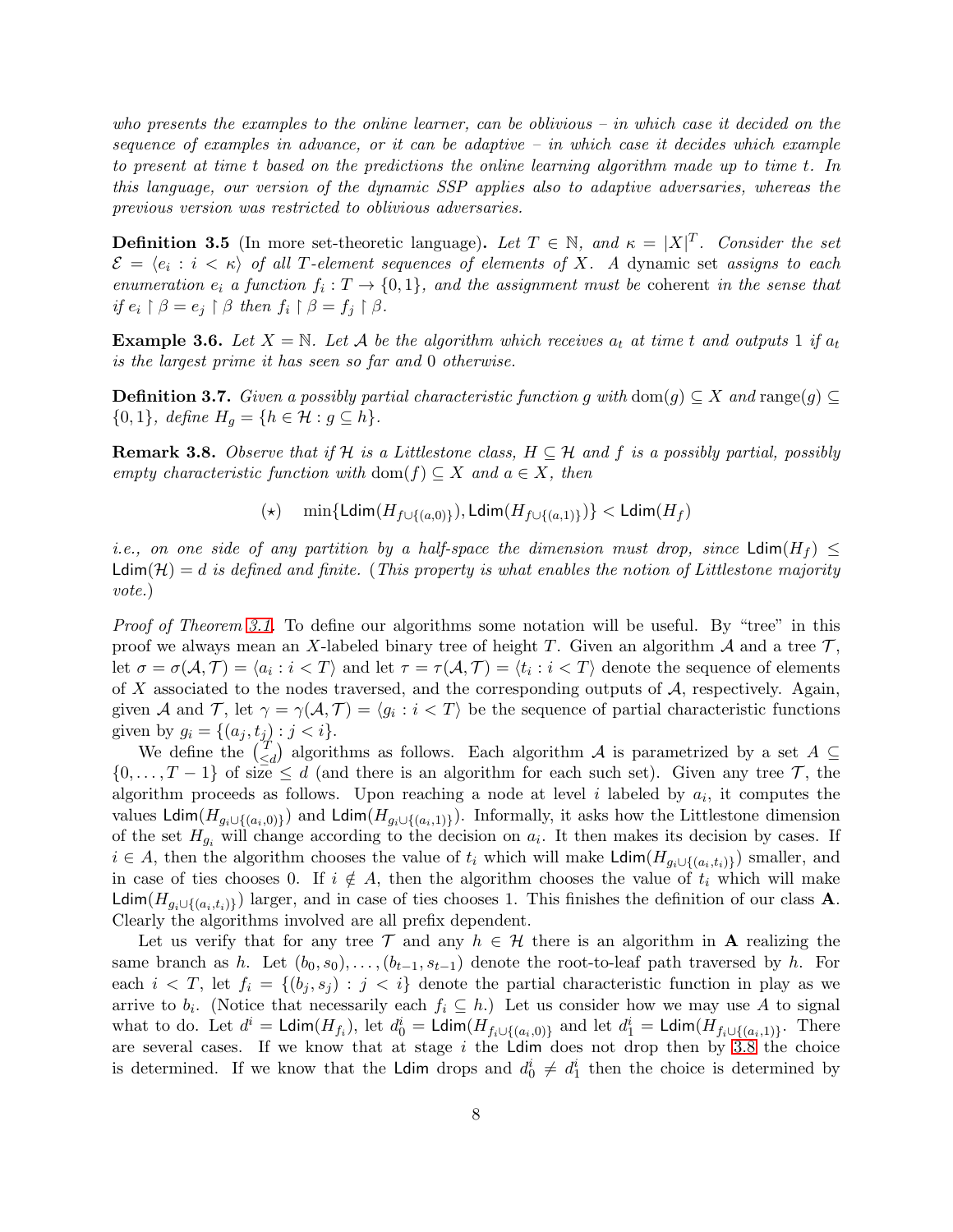*who presents the examples to the online learner, can be oblivious – in which case it decided on the sequence of examples in advance, or it can be adaptive – in which case it decides which example to present at time $t$ based on the predictions the online learning algorithm made up to time $t$. In this language, our version of the dynamic SSP applies also to adaptive adversaries, whereas the previous version was restricted to oblivious adversaries.*

**Definition 3.5** (In more set-theoretic language)**.** *Let $T \in \mathbb{N}$, and $\kappa = |X|^T$. Consider the set $\mathcal{E} = \langle e_i : i < \kappa \rangle$ of all $T$-element sequences of elements of $X$. A* dynamic set *assigns to each enumeration $e_i$ a function $f_i : T \to \{0,1\}$, and the assignment must be* coherent *in the sense that if $e_i \restriction \beta = e_j \restriction \beta$ then $f_i \restriction \beta = f_j \restriction \beta$.*

**Example 3.6.** *Let $X = \mathbb{N}$. Let $\mathcal{A}$ be the algorithm which receives $a_t$ at time $t$ and outputs 1 if $a_t$ is the largest prime it has seen so far and 0 otherwise.*

**Definition 3.7.** *Given a possibly partial characteristic function $g$ with $\mathrm{dom}(g) \subseteq X$ and $\mathrm{range}(g) \subseteq \{0,1\}$, define $H_g = \{h \in \mathcal{H} : g \subseteq h\}$.*

**Remark 3.8.** *Observe that if $\mathcal{H}$ is a Littlestone class, $H \subseteq \mathcal{H}$ and $f$ is a possibly partial, possibly empty characteristic function with $\mathrm{dom}(f) \subseteq X$ and $a \in X$, then*

$$(\star) \quad \min\{\mathsf{Ldim}(H_{f\cup\{(a,0)\}}), \mathsf{Ldim}(H_{f\cup\{(a,1)\}})\} < \mathsf{Ldim}(H_f)$$

*i.e., on one side of any partition by a half-space the dimension must drop, since $\mathsf{Ldim}(H_f) \leq \mathsf{Ldim}(\mathcal{H}) = d$ is defined and finite.* (*This property is what enables the notion of Littlestone majority vote.*)

*Proof of Theorem 3.1.* To define our algorithms some notation will be useful. By "tree" in this proof we always mean an $X$-labeled binary tree of height $T$. Given an algorithm $\mathcal{A}$ and a tree $\mathcal{T}$, let $\sigma = \sigma(\mathcal{A}, \mathcal{T}) = \langle a_i : i < T \rangle$ and let $\tau = \tau(\mathcal{A}, \mathcal{T}) = \langle t_i : i < T \rangle$ denote the sequence of elements of $X$ associated to the nodes traversed, and the corresponding outputs of $\mathcal{A}$, respectively. Again, given $\mathcal{A}$ and $\mathcal{T}$, let $\gamma = \gamma(\mathcal{A}, \mathcal{T}) = \langle g_i : i < T \rangle$ be the sequence of partial characteristic functions given by $g_i = \{(a_j, t_j) : j < i\}$.

We define the $\binom{T}{\leq d}$ algorithms as follows. Each algorithm $\mathcal{A}$ is parametrized by a set $A \subseteq \{0, \dots, T-1\}$ of size $\leq d$ (and there is an algorithm for each such set). Given any tree $\mathcal{T}$, the algorithm proceeds as follows. Upon reaching a node at level $i$ labeled by $a_i$, it computes the values $\mathsf{Ldim}(H_{g_i \cup \{(a_i,0)\}})$ and $\mathsf{Ldim}(H_{g_i \cup \{(a_i,1)\}})$. Informally, it asks how the Littlestone dimension of the set $H_{g_i}$ will change according to the decision on $a_i$. It then makes its decision by cases. If $i \in A$, then the algorithm chooses the value of $t_i$ which will make $\mathsf{Ldim}(H_{g_i \cup \{(a_i,t_i)\}})$ smaller, and in case of ties chooses 0. If $i \notin A$, then the algorithm chooses the value of $t_i$ which will make $\mathsf{Ldim}(H_{g_i \cup \{(a_i,t_i)\}})$ larger, and in case of ties chooses 1. This finishes the definition of our class $\mathbf{A}$. Clearly the algorithms involved are all prefix dependent.

Let us verify that for any tree $\mathcal{T}$ and any $h \in \mathcal{H}$ there is an algorithm in $\mathbf{A}$ realizing the same branch as $h$. Let $(b_0, s_0), \dots, (b_{t-1}, s_{t-1})$ denote the root-to-leaf path traversed by $h$. For each $i < T$, let $f_i = \{(b_j, s_j) : j < i\}$ denote the partial characteristic function in play as we arrive to $b_i$. (Notice that necessarily each $f_i \subseteq h$.) Let us consider how we may use $A$ to signal what to do. Let $d^i = \mathsf{Ldim}(H_{f_i})$, let $d^i_0 = \mathsf{Ldim}(H_{f_i \cup \{(a_i,0)\}})$ and let $d^i_1 = \mathsf{Ldim}(H_{f_i \cup \{(a_i,1)\}})$. There are several cases. If we know that at stage $i$ the $\mathsf{Ldim}$ does not drop then by 3.8 the choice is determined. If we know that the $\mathsf{Ldim}$ drops and $d^i_0 \neq d^i_1$ then the choice is determined by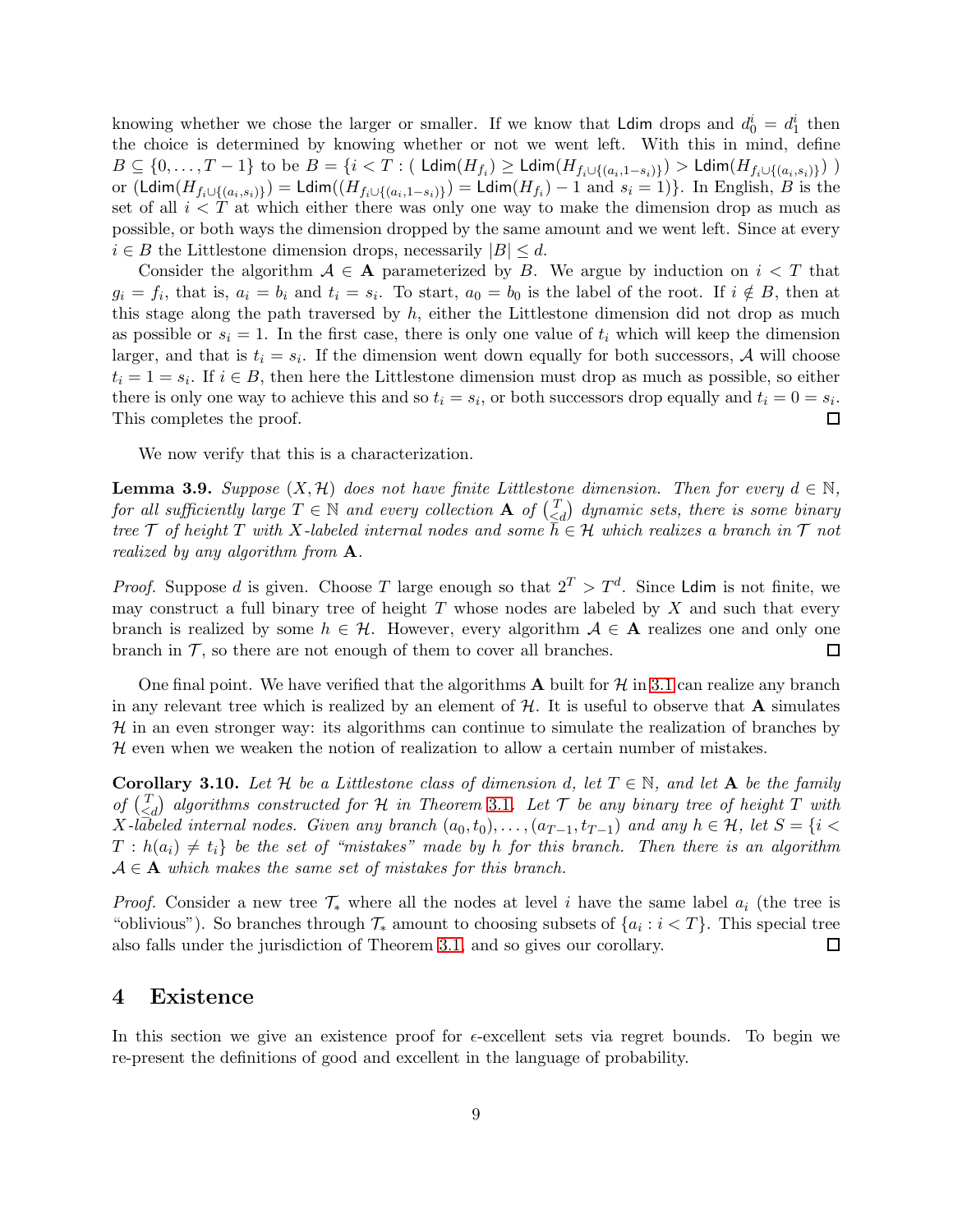knowing whether we chose the larger or smaller. If we know that $\mathsf{Ldim}$ drops and $d_0^i = d_1^i$ then the choice is determined by knowing whether or not we went left. With this in mind, define $B \subseteq \{0, \ldots, T-1\}$ to be $B = \{i < T : (\ \mathsf{Ldim}(H_{f_i}) \geq \mathsf{Ldim}(H_{f_i \cup \{(a_i, 1-s_i)\}}) > \mathsf{Ldim}(H_{f_i \cup \{(a_i, s_i)\}})\ )$ or $(\mathsf{Ldim}(H_{f_i \cup \{(a_i, s_i)\}}) = \mathsf{Ldim}((H_{f_i \cup \{(a_i, 1-s_i)\}}) = \mathsf{Ldim}(H_{f_i}) - 1$ and $s_i = 1)\}$. In English, $B$ is the set of all $i < T$ at which either there was only one way to make the dimension drop as much as possible, or both ways the dimension dropped by the same amount and we went left. Since at every $i \in B$ the Littlestone dimension drops, necessarily $|B| \leq d$.

Consider the algorithm $\mathcal{A} \in \mathbf{A}$ parameterized by $B$. We argue by induction on $i < T$ that $g_i = f_i$, that is, $a_i = b_i$ and $t_i = s_i$. To start, $a_0 = b_0$ is the label of the root. If $i \notin B$, then at this stage along the path traversed by $h$, either the Littlestone dimension did not drop as much as possible or $s_i = 1$. In the first case, there is only one value of $t_i$ which will keep the dimension larger, and that is $t_i = s_i$. If the dimension went down equally for both successors, $\mathcal{A}$ will choose $t_i = 1 = s_i$. If $i \in B$, then here the Littlestone dimension must drop as much as possible, so either there is only one way to achieve this and so $t_i = s_i$, or both successors drop equally and $t_i = 0 = s_i$. This completes the proof. ◻

We now verify that this is a characterization.

**Lemma 3.9.** *Suppose $(X, \mathcal{H})$ does not have finite Littlestone dimension. Then for every $d \in \mathbb{N}$, for all sufficiently large $T \in \mathbb{N}$ and every collection $\mathbf{A}$ of $\binom{T}{\leq d}$ dynamic sets, there is some binary tree $\mathcal{T}$ of height $T$ with $X$-labeled internal nodes and some $h \in \mathcal{H}$ which realizes a branch in $\mathcal{T}$ not realized by any algorithm from $\mathbf{A}$.*

*Proof.* Suppose $d$ is given. Choose $T$ large enough so that $2^T > T^d$. Since $\mathsf{Ldim}$ is not finite, we may construct a full binary tree of height $T$ whose nodes are labeled by $X$ and such that every branch is realized by some $h \in \mathcal{H}$. However, every algorithm $\mathcal{A} \in \mathbf{A}$ realizes one and only one branch in $\mathcal{T}$, so there are not enough of them to cover all branches. ◻

One final point. We have verified that the algorithms $\mathbf{A}$ built for $\mathcal{H}$ in 3.1 can realize any branch in any relevant tree which is realized by an element of $\mathcal{H}$. It is useful to observe that $\mathbf{A}$ simulates $\mathcal{H}$ in an even stronger way: its algorithms can continue to simulate the realization of branches by $\mathcal{H}$ even when we weaken the notion of realization to allow a certain number of mistakes.

**Corollary 3.10.** *Let $\mathcal{H}$ be a Littlestone class of dimension $d$, let $T \in \mathbb{N}$, and let $\mathbf{A}$ be the family of $\binom{T}{\leq d}$ algorithms constructed for $\mathcal{H}$ in Theorem 3.1. Let $\mathcal{T}$ be any binary tree of height $T$ with $X$-labeled internal nodes. Given any branch $(a_0, t_0), \ldots, (a_{T-1}, t_{T-1})$ and any $h \in \mathcal{H}$, let $S = \{i < T : h(a_i) \neq t_i\}$ be the set of "mistakes" made by $h$ for this branch. Then there is an algorithm $\mathcal{A} \in \mathbf{A}$ which makes the same set of mistakes for this branch.*

*Proof.* Consider a new tree $\mathcal{T}_*$ where all the nodes at level $i$ have the same label $a_i$ (the tree is "oblivious"). So branches through $\mathcal{T}_*$ amount to choosing subsets of $\{a_i : i < T\}$. This special tree also falls under the jurisdiction of Theorem 3.1, and so gives our corollary. ◻

## 4 Existence

In this section we give an existence proof for $\epsilon$-excellent sets via regret bounds. To begin we re-present the definitions of good and excellent in the language of probability.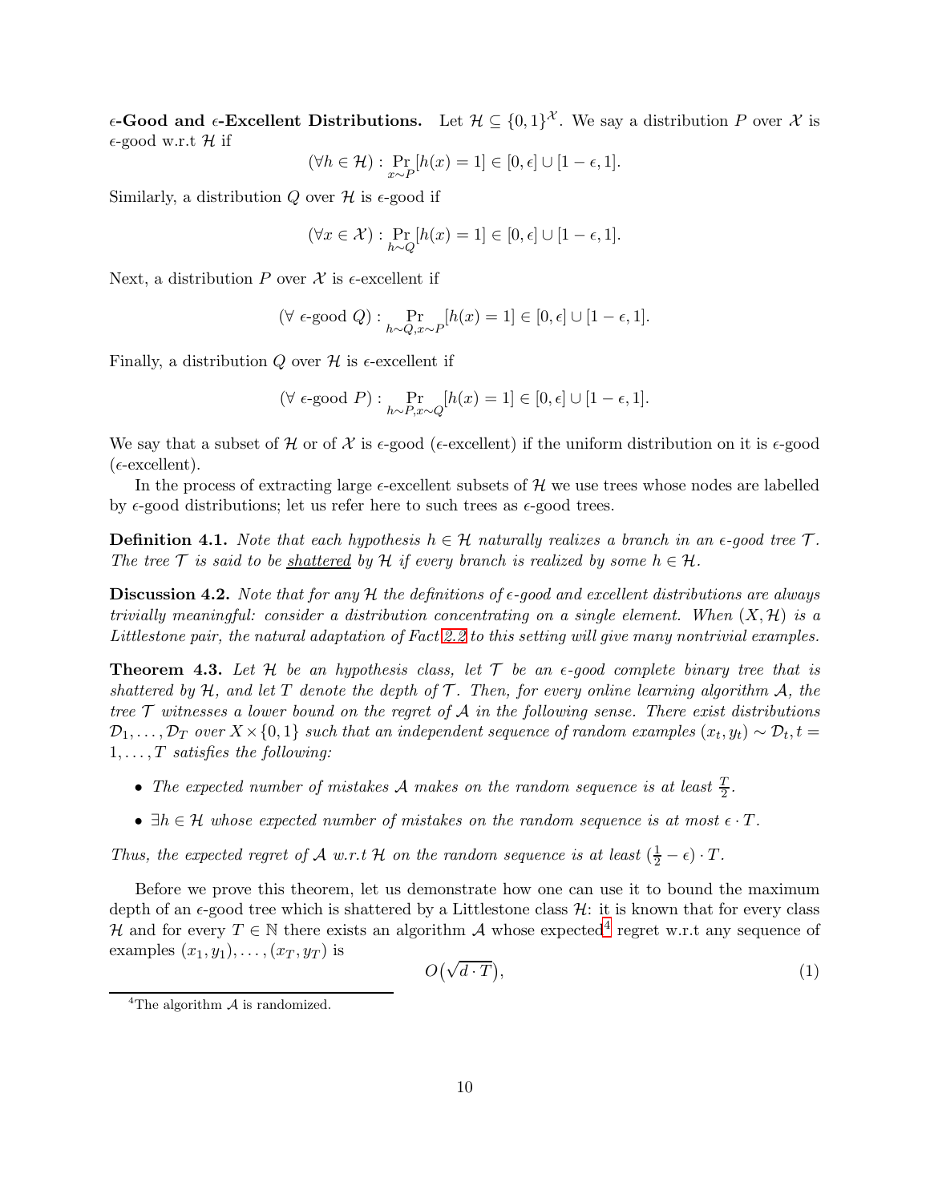**$\epsilon$-Good and $\epsilon$-Excellent Distributions.** Let $\mathcal{H} \subseteq \{0,1\}^{\mathcal{X}}$. We say a distribution $P$ over $\mathcal{X}$ is $\epsilon$-good w.r.t $\mathcal{H}$ if

$$(\forall h \in \mathcal{H}) : \Pr_{x \sim P}[h(x) = 1] \in [0, \epsilon] \cup [1 - \epsilon, 1].$$

Similarly, a distribution $Q$ over $\mathcal{H}$ is $\epsilon$-good if

$$(\forall x \in \mathcal{X}) : \Pr_{h \sim Q}[h(x) = 1] \in [0, \epsilon] \cup [1 - \epsilon, 1].$$

Next, a distribution $P$ over $\mathcal{X}$ is $\epsilon$-excellent if

$$(\forall \ \epsilon\text{-good } Q) : \Pr_{h \sim Q, x \sim P}[h(x) = 1] \in [0, \epsilon] \cup [1 - \epsilon, 1].$$

Finally, a distribution $Q$ over $\mathcal{H}$ is $\epsilon$-excellent if

$$(\forall \ \epsilon\text{-good } P) : \Pr_{h \sim P, x \sim Q}[h(x) = 1] \in [0, \epsilon] \cup [1 - \epsilon, 1].$$

We say that a subset of $\mathcal{H}$ or of $\mathcal{X}$ is $\epsilon$-good ($\epsilon$-excellent) if the uniform distribution on it is $\epsilon$-good ($\epsilon$-excellent).

In the process of extracting large $\epsilon$-excellent subsets of $\mathcal{H}$ we use trees whose nodes are labelled by $\epsilon$-good distributions; let us refer here to such trees as $\epsilon$-good trees.

**Definition 4.1.** *Note that each hypothesis $h \in \mathcal{H}$ naturally realizes a branch in an $\epsilon$-good tree $\mathcal{T}$. The tree $\mathcal{T}$ is said to be shattered by $\mathcal{H}$ if every branch is realized by some $h \in \mathcal{H}$.*

**Discussion 4.2.** *Note that for any $\mathcal{H}$ the definitions of $\epsilon$-good and excellent distributions are always trivially meaningful: consider a distribution concentrating on a single element. When $(X, \mathcal{H})$ is a Littlestone pair, the natural adaptation of Fact 2.2 to this setting will give many nontrivial examples.*

**Theorem 4.3.** *Let $\mathcal{H}$ be an hypothesis class, let $\mathcal{T}$ be an $\epsilon$-good complete binary tree that is shattered by $\mathcal{H}$, and let $T$ denote the depth of $\mathcal{T}$. Then, for every online learning algorithm $\mathcal{A}$, the tree $\mathcal{T}$ witnesses a lower bound on the regret of $\mathcal{A}$ in the following sense. There exist distributions $\mathcal{D}_1, \ldots, \mathcal{D}_T$ over $X \times \{0,1\}$ such that an independent sequence of random examples $(x_t, y_t) \sim \mathcal{D}_t, t = 1, \ldots, T$ satisfies the following:*

- *The expected number of mistakes $\mathcal{A}$ makes on the random sequence is at least $\frac{T}{2}$.*
- *$\exists h \in \mathcal{H}$ whose expected number of mistakes on the random sequence is at most $\epsilon \cdot T$.*

*Thus, the expected regret of $\mathcal{A}$ w.r.t $\mathcal{H}$ on the random sequence is at least $(\frac{1}{2} - \epsilon) \cdot T$.*

Before we prove this theorem, let us demonstrate how one can use it to bound the maximum depth of an $\epsilon$-good tree which is shattered by a Littlestone class $\mathcal{H}$: it is known that for every class $\mathcal{H}$ and for every $T \in \mathbb{N}$ there exists an algorithm $\mathcal{A}$ whose expected[4] regret w.r.t any sequence of examples $(x_1, y_1), \ldots, (x_T, y_T)$ is

$$O\big(\sqrt{d \cdot T}\big), \tag{1}$$

[4] The algorithm $\mathcal{A}$ is randomized.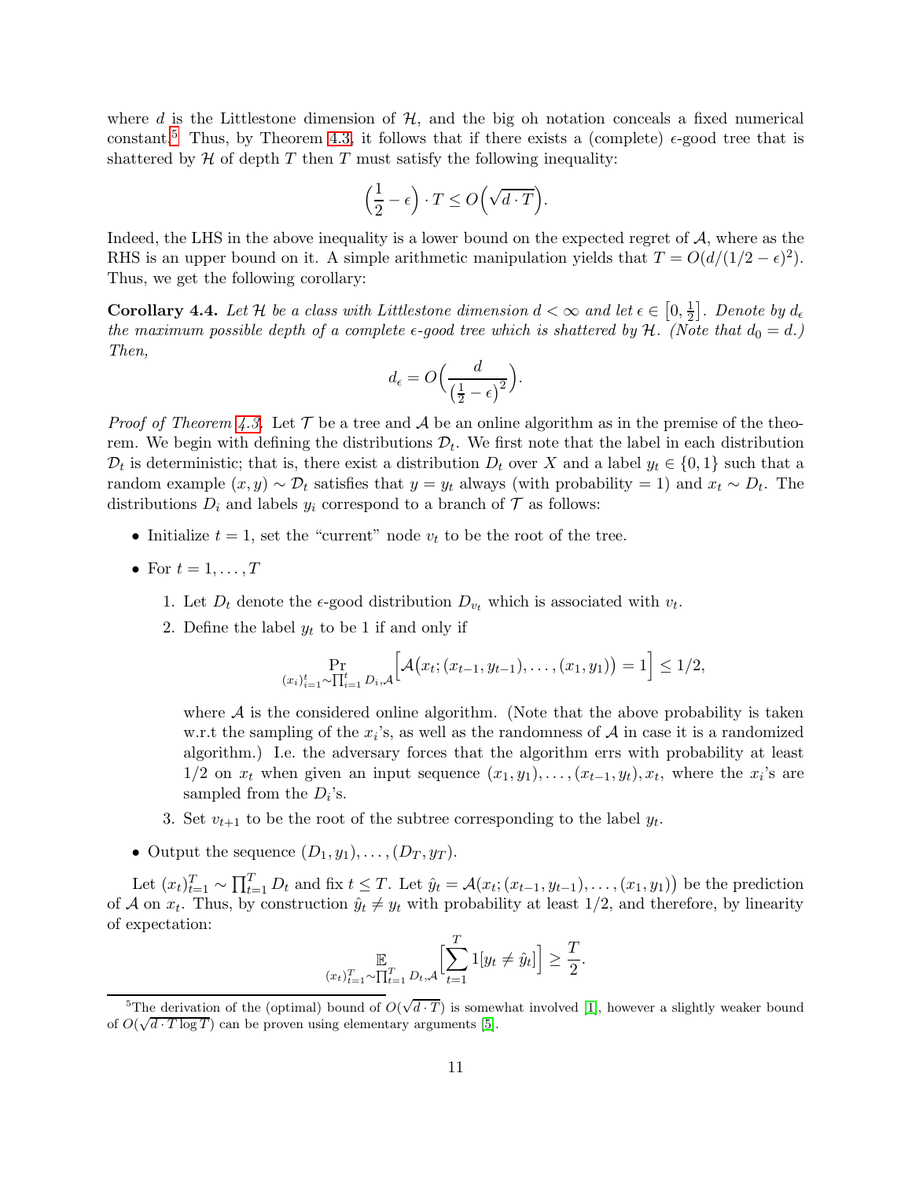where $d$ is the Littlestone dimension of $\mathcal{H}$, and the big oh notation conceals a fixed numerical constant.[5] Thus, by Theorem 4.3, it follows that if there exists a (complete) $\epsilon$-good tree that is shattered by $\mathcal{H}$ of depth $T$ then $T$ must satisfy the following inequality:

$$\Big(\frac{1}{2}-\epsilon\Big)\cdot T \leq O\Big(\sqrt{d\cdot T}\Big).$$

Indeed, the LHS in the above inequality is a lower bound on the expected regret of $\mathcal{A}$, where as the RHS is an upper bound on it. A simple arithmetic manipulation yields that $T = O(d/(1/2-\epsilon)^2)$. Thus, we get the following corollary:

**Corollary 4.4.** *Let $\mathcal{H}$ be a class with Littlestone dimension $d<\infty$ and let $\epsilon \in \big[0,\frac{1}{2}\big]$. Denote by $d_\epsilon$ the maximum possible depth of a complete $\epsilon$-good tree which is shattered by $\mathcal{H}$. (Note that $d_0 = d$.) Then,*

$$d_\epsilon = O\Big(\frac{d}{\big(\frac{1}{2}-\epsilon\big)^2}\Big).$$

*Proof of Theorem 4.3.* Let $\mathcal{T}$ be a tree and $\mathcal{A}$ be an online algorithm as in the premise of the theorem. We begin with defining the distributions $\mathcal{D}_t$. We first note that the label in each distribution $\mathcal{D}_t$ is deterministic; that is, there exist a distribution $D_t$ over $X$ and a label $y_t \in \{0,1\}$ such that a random example $(x,y)\sim\mathcal{D}_t$ satisfies that $y=y_t$ always (with probability $=1$) and $x_t \sim D_t$. The distributions $D_i$ and labels $y_i$ correspond to a branch of $\mathcal{T}$ as follows:

- Initialize $t=1$, set the "current" node $v_t$ to be the root of the tree.
- For $t=1,\ldots,T$
  1. Let $D_t$ denote the $\epsilon$-good distribution $D_{v_t}$ which is associated with $v_t$.
  2. Define the label $y_t$ to be 1 if and only if

     $$\Pr_{(x_i)_{i=1}^t\sim\prod_{i=1}^t D_i,\mathcal{A}}\Big[\mathcal{A}\big(x_t;(x_{t-1},y_{t-1}),\ldots,(x_1,y_1)\big)=1\Big]\leq 1/2,$$

     where $\mathcal{A}$ is the considered online algorithm. (Note that the above probability is taken w.r.t the sampling of the $x_i$'s, as well as the randomness of $\mathcal{A}$ in case it is a randomized algorithm.) I.e. the adversary forces that the algorithm errs with probability at least $1/2$ on $x_t$ when given an input sequence $(x_1,y_1),\ldots,(x_{t-1},y_t),x_t$, where the $x_i$'s are sampled from the $D_i$'s.
  3. Set $v_{t+1}$ to be the root of the subtree corresponding to the label $y_t$.
- Output the sequence $(D_1,y_1),\ldots,(D_T,y_T)$.

Let $(x_t)_{t=1}^T \sim \prod_{t=1}^T D_t$ and fix $t\leq T$. Let $\hat{y}_t = \mathcal{A}\big(x_t;(x_{t-1},y_{t-1}),\ldots,(x_1,y_1)\big)$ be the prediction of $\mathcal{A}$ on $x_t$. Thus, by construction $\hat{y}_t \neq y_t$ with probability at least $1/2$, and therefore, by linearity of expectation:

$$\mathop{\mathbb{E}}_{(x_t)_{t=1}^T\sim\prod_{t=1}^T D_t,\mathcal{A}}\Big[\sum_{t=1}^T 1[y_t\neq\hat{y}_t]\Big]\geq\frac{T}{2}.$$

[5] The derivation of the (optimal) bound of $O(\sqrt{d\cdot T})$ is somewhat involved [1], however a slightly weaker bound of $O(\sqrt{d\cdot T\log T})$ can be proven using elementary arguments [5].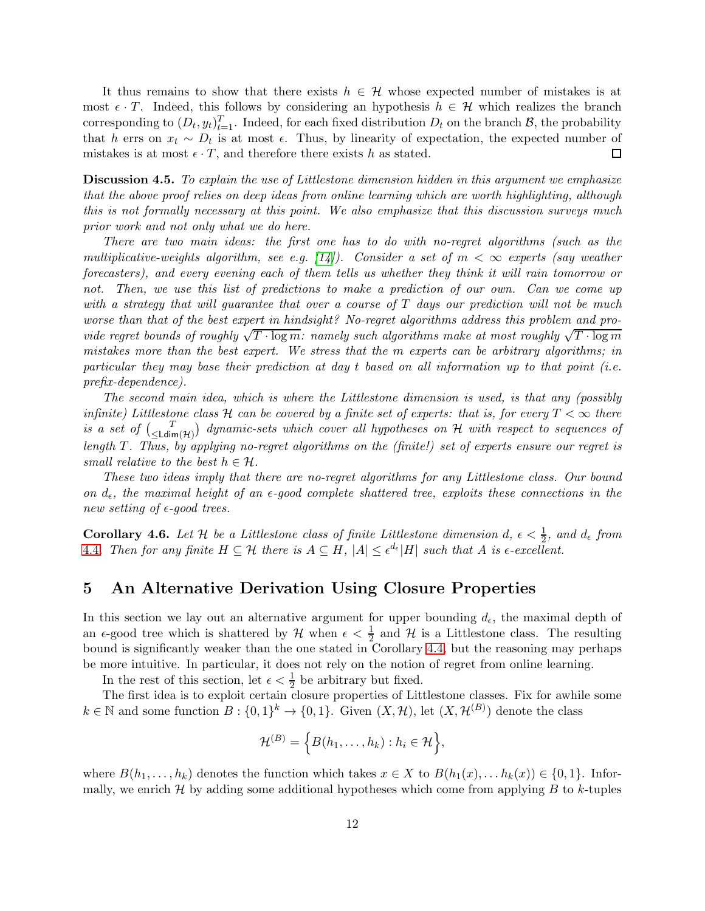It thus remains to show that there exists $h \in \mathcal{H}$ whose expected number of mistakes is at most $\epsilon \cdot T$. Indeed, this follows by considering an hypothesis $h \in \mathcal{H}$ which realizes the branch corresponding to $(D_t, y_t)_{t=1}^T$. Indeed, for each fixed distribution $D_t$ on the branch $\mathcal{B}$, the probability that $h$ errs on $x_t \sim D_t$ is at most $\epsilon$. Thus, by linearity of expectation, the expected number of mistakes is at most $\epsilon \cdot T$, and therefore there exists $h$ as stated. □

**Discussion 4.5.** *To explain the use of Littlestone dimension hidden in this argument we emphasize that the above proof relies on deep ideas from online learning which are worth highlighting, although this is not formally necessary at this point. We also emphasize that this discussion surveys much prior work and not only what we do here.*

*There are two main ideas: the first one has to do with no-regret algorithms (such as the multiplicative-weights algorithm, see e.g. [14]). Consider a set of $m < \infty$ experts (say weather forecasters), and every evening each of them tells us whether they think it will rain tomorrow or not. Then, we use this list of predictions to make a prediction of our own. Can we come up with a strategy that will guarantee that over a course of $T$ days our prediction will not be much worse than that of the best expert in hindsight? No-regret algorithms address this problem and provide regret bounds of roughly $\sqrt{T \cdot \log m}$: namely such algorithms make at most roughly $\sqrt{T \cdot \log m}$ mistakes more than the best expert. We stress that the $m$ experts can be arbitrary algorithms; in particular they may base their prediction at day $t$ based on all information up to that point (i.e. prefix-dependence).*

*The second main idea, which is where the Littlestone dimension is used, is that any (possibly infinite) Littlestone class $\mathcal{H}$ can be covered by a finite set of experts: that is, for every $T < \infty$ there is a set of $\binom{T}{\leq \mathsf{Ldim}(\mathcal{H})}$ dynamic-sets which cover all hypotheses on $\mathcal{H}$ with respect to sequences of length $T$. Thus, by applying no-regret algorithms on the (finite!) set of experts ensure our regret is small relative to the best $h \in \mathcal{H}$.*

*These two ideas imply that there are no-regret algorithms for any Littlestone class. Our bound on $d_\epsilon$, the maximal height of an $\epsilon$-good complete shattered tree, exploits these connections in the new setting of $\epsilon$-good trees.*

**Corollary 4.6.** *Let $\mathcal{H}$ be a Littlestone class of finite Littlestone dimension $d$, $\epsilon < \frac{1}{2}$, and $d_\epsilon$ from 4.4. Then for any finite $H \subseteq \mathcal{H}$ there is $A \subseteq H$, $|A| \leq \epsilon^{d_\epsilon}|H|$ such that $A$ is $\epsilon$-excellent.*

## 5 An Alternative Derivation Using Closure Properties

In this section we lay out an alternative argument for upper bounding $d_\epsilon$, the maximal depth of an $\epsilon$-good tree which is shattered by $\mathcal{H}$ when $\epsilon < \frac{1}{2}$ and $\mathcal{H}$ is a Littlestone class. The resulting bound is significantly weaker than the one stated in Corollary 4.4, but the reasoning may perhaps be more intuitive. In particular, it does not rely on the notion of regret from online learning.

In the rest of this section, let $\epsilon < \frac{1}{2}$ be arbitrary but fixed.

The first idea is to exploit certain closure properties of Littlestone classes. Fix for awhile some $k \in \mathbb{N}$ and some function $B : \{0,1\}^k \to \{0,1\}$. Given $(X, \mathcal{H})$, let $(X, \mathcal{H}^{(B)})$ denote the class

$$\mathcal{H}^{(B)} = \Big\{ B(h_1, \ldots, h_k) : h_i \in \mathcal{H} \Big\},$$

where $B(h_1, \ldots, h_k)$ denotes the function which takes $x \in X$ to $B(h_1(x), \ldots h_k(x)) \in \{0,1\}$. Informally, we enrich $\mathcal{H}$ by adding some additional hypotheses which come from applying $B$ to $k$-tuples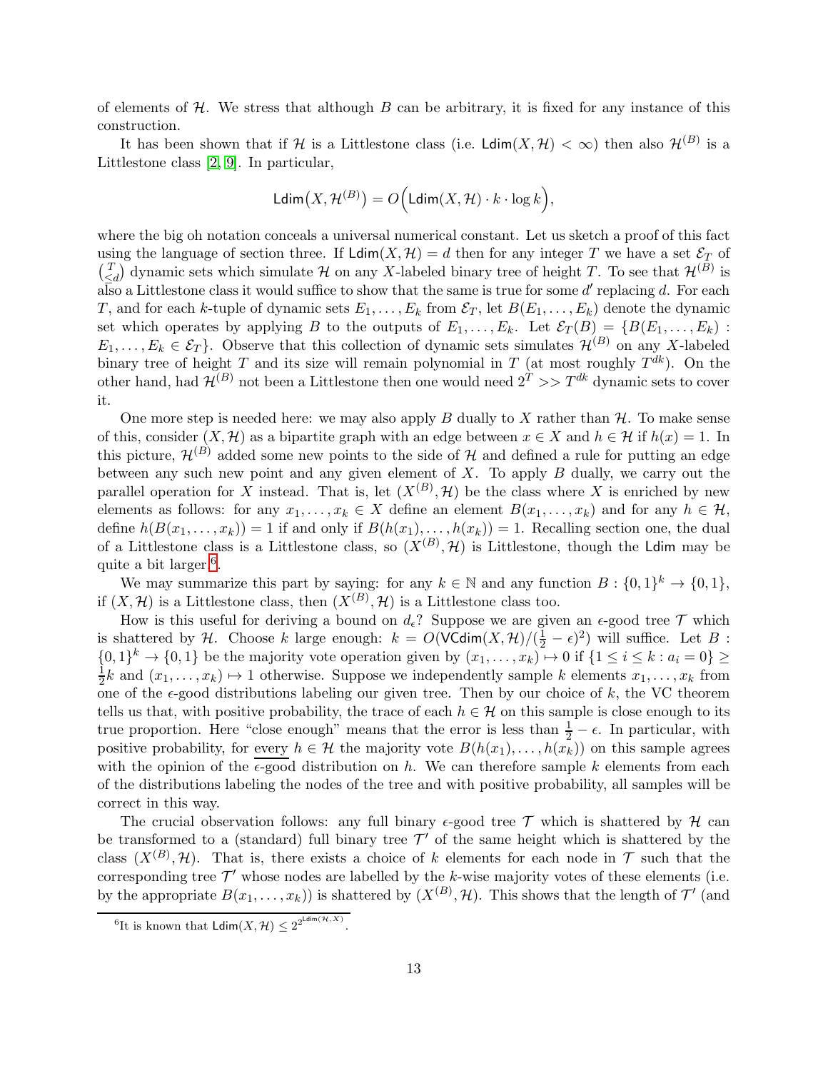of elements of $\mathcal{H}$. We stress that although $B$ can be arbitrary, it is fixed for any instance of this construction.

It has been shown that if $\mathcal{H}$ is a Littlestone class (i.e. $\mathsf{Ldim}(X, \mathcal{H}) < \infty$) then also $\mathcal{H}^{(B)}$ is a Littlestone class [2, 9]. In particular,

$$\mathsf{Ldim}\big(X, \mathcal{H}^{(B)}\big) = O\Big(\mathsf{Ldim}(X, \mathcal{H}) \cdot k \cdot \log k\Big),$$

where the big oh notation conceals a universal numerical constant. Let us sketch a proof of this fact using the language of section three. If $\mathsf{Ldim}(X, \mathcal{H}) = d$ then for any integer $T$ we have a set $\mathcal{E}_T$ of $\binom{T}{\leq d}$ dynamic sets which simulate $\mathcal{H}$ on any $X$-labeled binary tree of height $T$. To see that $\mathcal{H}^{(B)}$ is also a Littlestone class it would suffice to show that the same is true for some $d'$ replacing $d$. For each $T$, and for each $k$-tuple of dynamic sets $E_1, \ldots, E_k$ from $\mathcal{E}_T$, let $B(E_1, \ldots, E_k)$ denote the dynamic set which operates by applying $B$ to the outputs of $E_1, \ldots, E_k$. Let $\mathcal{E}_T(B) = \{B(E_1, \ldots, E_k) : E_1, \ldots, E_k \in \mathcal{E}_T\}$. Observe that this collection of dynamic sets simulates $\mathcal{H}^{(B)}$ on any $X$-labeled binary tree of height $T$ and its size will remain polynomial in $T$ (at most roughly $T^{dk}$). On the other hand, had $\mathcal{H}^{(B)}$ not been a Littlestone then one would need $2^T >> T^{dk}$ dynamic sets to cover it.

One more step is needed here: we may also apply $B$ dually to $X$ rather than $\mathcal{H}$. To make sense of this, consider $(X, \mathcal{H})$ as a bipartite graph with an edge between $x \in X$ and $h \in \mathcal{H}$ if $h(x) = 1$. In this picture, $\mathcal{H}^{(B)}$ added some new points to the side of $\mathcal{H}$ and defined a rule for putting an edge between any such new point and any given element of $X$. To apply $B$ dually, we carry out the parallel operation for $X$ instead. That is, let $(X^{(B)}, \mathcal{H})$ be the class where $X$ is enriched by new elements as follows: for any $x_1, \ldots, x_k \in X$ define an element $B(x_1, \ldots, x_k)$ and for any $h \in \mathcal{H}$, define $h(B(x_1, \ldots, x_k)) = 1$ if and only if $B(h(x_1), \ldots, h(x_k)) = 1$. Recalling section one, the dual of a Littlestone class is a Littlestone class, so $(X^{(B)}, \mathcal{H})$ is Littlestone, though the $\mathsf{Ldim}$ may be quite a bit larger[6].

We may summarize this part by saying: for any $k \in \mathbb{N}$ and any function $B : \{0,1\}^k \to \{0,1\}$, if $(X, \mathcal{H})$ is a Littlestone class, then $(X^{(B)}, \mathcal{H})$ is a Littlestone class too.

How is this useful for deriving a bound on $d_\epsilon$? Suppose we are given an $\epsilon$-good tree $\mathcal{T}$ which is shattered by $\mathcal{H}$. Choose $k$ large enough: $k = O(\mathsf{VCdim}(X, \mathcal{H})/(\frac{1}{2} - \epsilon)^2)$ will suffice. Let $B : \{0,1\}^k \to \{0,1\}$ be the majority vote operation given by $(x_1, \ldots, x_k) \mapsto 0$ if $\{1 \leq i \leq k : a_i = 0\} \geq \frac{1}{2}k$ and $(x_1, \ldots, x_k) \mapsto 1$ otherwise. Suppose we independently sample $k$ elements $x_1, \ldots, x_k$ from one of the $\epsilon$-good distributions labeling our given tree. Then by our choice of $k$, the VC theorem tells us that, with positive probability, the trace of each $h \in \mathcal{H}$ on this sample is close enough to its true proportion. Here "close enough" means that the error is less than $\frac{1}{2} - \epsilon$. In particular, with positive probability, for <u>every</u> $h \in \mathcal{H}$ the majority vote $B(h(x_1), \ldots, h(x_k))$ on this sample agrees with the opinion of the $\epsilon$-good distribution on $h$. We can therefore sample $k$ elements from each of the distributions labeling the nodes of the tree and with positive probability, all samples will be correct in this way.

The crucial observation follows: any full binary $\epsilon$-good tree $\mathcal{T}$ which is shattered by $\mathcal{H}$ can be transformed to a (standard) full binary tree $\mathcal{T}'$ of the same height which is shattered by the class $(X^{(B)}, \mathcal{H})$. That is, there exists a choice of $k$ elements for each node in $\mathcal{T}$ such that the corresponding tree $\mathcal{T}'$ whose nodes are labelled by the $k$-wise majority votes of these elements (i.e. by the appropriate $B(x_1, \ldots, x_k)$) is shattered by $(X^{(B)}, \mathcal{H})$. This shows that the length of $\mathcal{T}'$ (and

[6] It is known that $\mathsf{Ldim}(X, \mathcal{H}) \leq 2^{2^{\mathsf{Ldim}(\mathcal{H}, X)}}$.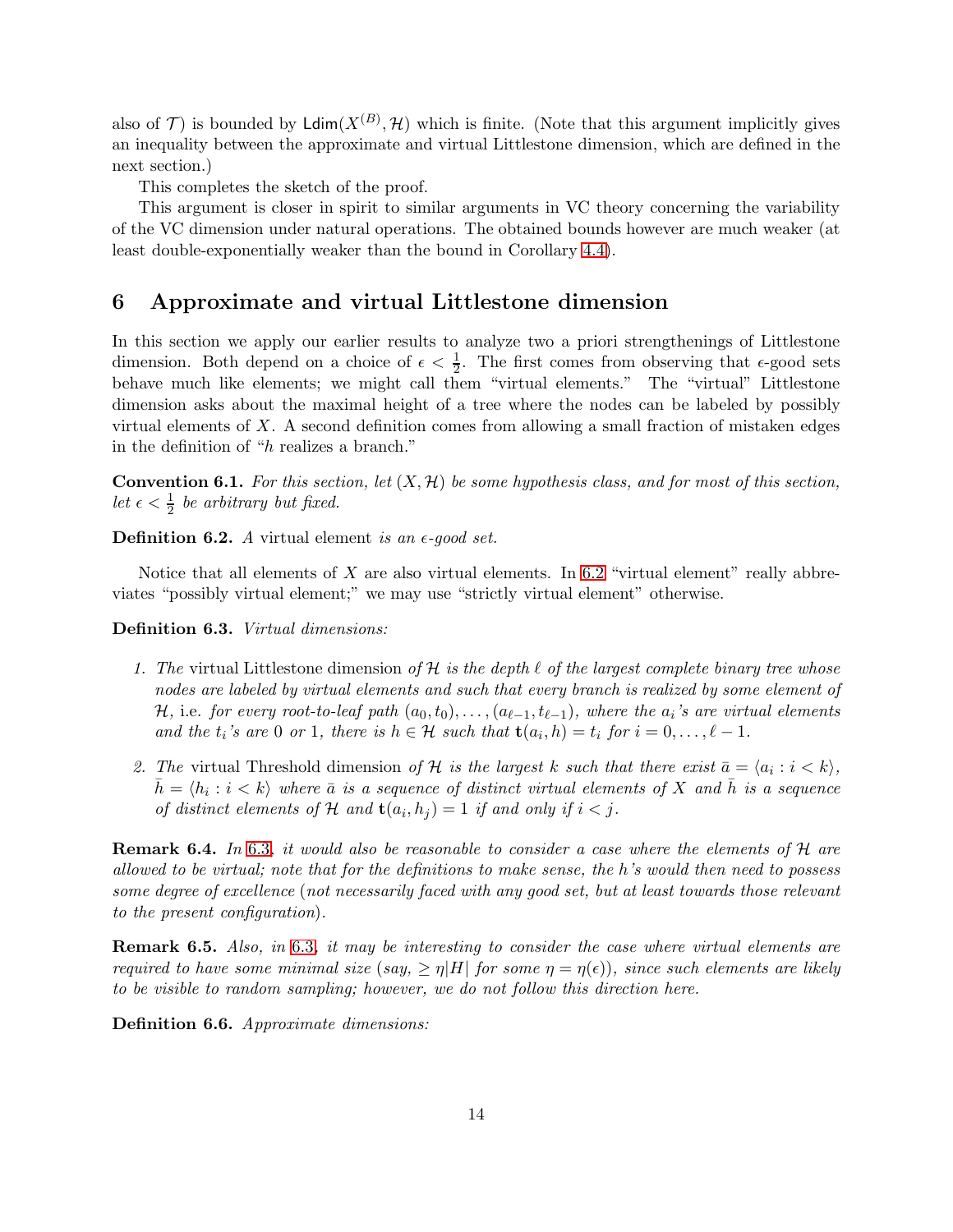also of $\mathcal{T}$) is bounded by $\mathsf{Ldim}(X^{(B)}, \mathcal{H})$ which is finite. (Note that this argument implicitly gives an inequality between the approximate and virtual Littlestone dimension, which are defined in the next section.)

This completes the sketch of the proof.

This argument is closer in spirit to similar arguments in VC theory concerning the variability of the VC dimension under natural operations. The obtained bounds however are much weaker (at least double-exponentially weaker than the bound in Corollary 4.4).

# 6 Approximate and virtual Littlestone dimension

In this section we apply our earlier results to analyze two a priori strengthenings of Littlestone dimension. Both depend on a choice of $\epsilon < \frac{1}{2}$. The first comes from observing that $\epsilon$-good sets behave much like elements; we might call them "virtual elements." The "virtual" Littlestone dimension asks about the maximal height of a tree where the nodes can be labeled by possibly virtual elements of $X$. A second definition comes from allowing a small fraction of mistaken edges in the definition of "$h$ realizes a branch."

**Convention 6.1.** *For this section, let $(X, \mathcal{H})$ be some hypothesis class, and for most of this section, let $\epsilon < \frac{1}{2}$ be arbitrary but fixed.*

**Definition 6.2.** *A* virtual element *is an $\epsilon$-good set.*

Notice that all elements of $X$ are also virtual elements. In 6.2 "virtual element" really abbreviates "possibly virtual element;" we may use "strictly virtual element" otherwise.

**Definition 6.3.** *Virtual dimensions:*

1. *The* virtual Littlestone dimension *of $\mathcal{H}$ is the depth $\ell$ of the largest complete binary tree whose nodes are labeled by virtual elements and such that every branch is realized by some element of $\mathcal{H}$,* i.e. *for every root-to-leaf path $(a_0, t_0), \dots, (a_{\ell-1}, t_{\ell-1})$, where the $a_i$'s are virtual elements and the $t_i$'s are 0 or 1, there is $h \in \mathcal{H}$ such that $\mathbf{t}(a_i, h) = t_i$ for $i = 0, \dots, \ell - 1$.*

2. *The* virtual Threshold dimension *of $\mathcal{H}$ is the largest $k$ such that there exist $\bar{a} = \langle a_i : i < k \rangle$, $\bar{h} = \langle h_i : i < k \rangle$ where $\bar{a}$ is a sequence of distinct virtual elements of $X$ and $\bar{h}$ is a sequence of distinct elements of $\mathcal{H}$ and $\mathbf{t}(a_i, h_j) = 1$ if and only if $i < j$.*

**Remark 6.4.** *In 6.3, it would also be reasonable to consider a case where the elements of $\mathcal{H}$ are allowed to be virtual; note that for the definitions to make sense, the $h$'s would then need to possess some degree of excellence (not necessarily faced with any good set, but at least towards those relevant to the present configuration).*

**Remark 6.5.** *Also, in 6.3, it may be interesting to consider the case where virtual elements are required to have some minimal size (say, $\geq \eta|H|$ for some $\eta = \eta(\epsilon)$), since such elements are likely to be visible to random sampling; however, we do not follow this direction here.*

**Definition 6.6.** *Approximate dimensions:*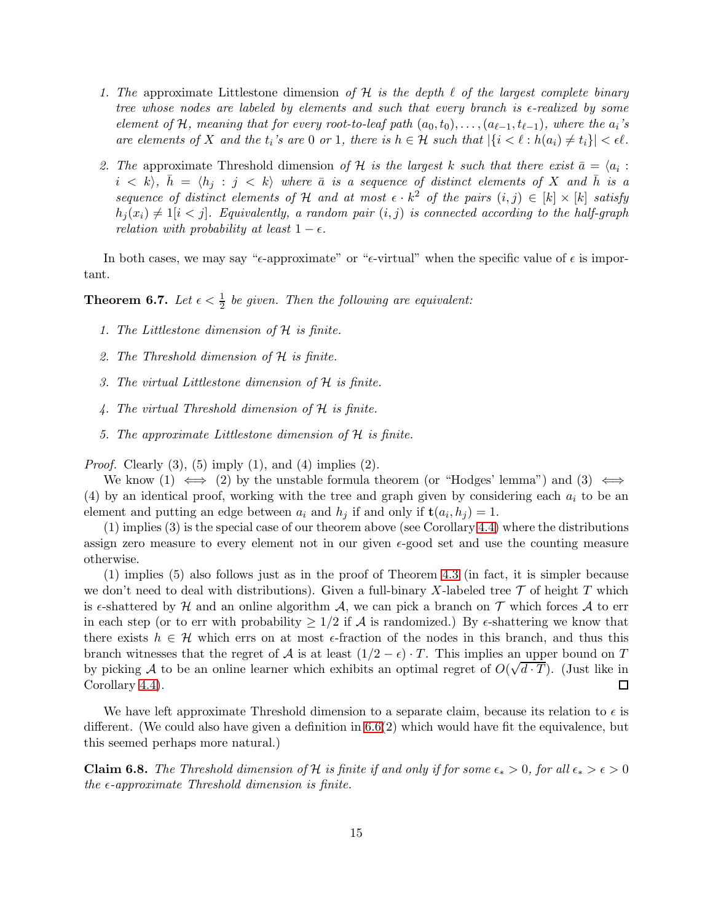1. *The* approximate Littlestone dimension *of $\mathcal{H}$ is the depth $\ell$ of the largest complete binary tree whose nodes are labeled by elements and such that every branch is $\epsilon$-realized by some element of $\mathcal{H}$, meaning that for every root-to-leaf path $(a_0, t_0), \ldots, (a_{\ell-1}, t_{\ell-1})$, where the $a_i$'s are elements of $X$ and the $t_i$'s are 0 or 1, there is $h \in \mathcal{H}$ such that $|\{i < \ell : h(a_i) \neq t_i\}| < \epsilon \ell$.*

2. *The* approximate Threshold dimension *of $\mathcal{H}$ is the largest $k$ such that there exist $\bar{a} = \langle a_i : i < k \rangle$, $\bar{h} = \langle h_j : j < k \rangle$ where $\bar{a}$ is a sequence of distinct elements of $X$ and $\bar{h}$ is a sequence of distinct elements of $\mathcal{H}$ and at most $\epsilon \cdot k^2$ of the pairs $(i,j) \in [k] \times [k]$ satisfy $h_j(x_i) \neq 1[i < j]$. Equivalently, a random pair $(i,j)$ is connected according to the half-graph relation with probability at least $1 - \epsilon$.*

In both cases, we may say "$\epsilon$-approximate" or "$\epsilon$-virtual" when the specific value of $\epsilon$ is important.

**Theorem 6.7.** *Let $\epsilon < \frac{1}{2}$ be given. Then the following are equivalent:*

1. *The Littlestone dimension of $\mathcal{H}$ is finite.*
2. *The Threshold dimension of $\mathcal{H}$ is finite.*
3. *The virtual Littlestone dimension of $\mathcal{H}$ is finite.*
4. *The virtual Threshold dimension of $\mathcal{H}$ is finite.*
5. *The approximate Littlestone dimension of $\mathcal{H}$ is finite.*

*Proof.* Clearly (3), (5) imply (1), and (4) implies (2).

We know (1) $\iff$ (2) by the unstable formula theorem (or "Hodges' lemma") and (3) $\iff$ (4) by an identical proof, working with the tree and graph given by considering each $a_i$ to be an element and putting an edge between $a_i$ and $h_j$ if and only if $\mathbf{t}(a_i, h_j) = 1$.

(1) implies (3) is the special case of our theorem above (see Corollary 4.4) where the distributions assign zero measure to every element not in our given $\epsilon$-good set and use the counting measure otherwise.

(1) implies (5) also follows just as in the proof of Theorem 4.3 (in fact, it is simpler because we don't need to deal with distributions). Given a full-binary $X$-labeled tree $\mathcal{T}$ of height $T$ which is $\epsilon$-shattered by $\mathcal{H}$ and an online algorithm $\mathcal{A}$, we can pick a branch on $\mathcal{T}$ which forces $\mathcal{A}$ to err in each step (or to err with probability $\geq 1/2$ if $\mathcal{A}$ is randomized.) By $\epsilon$-shattering we know that there exists $h \in \mathcal{H}$ which errs on at most $\epsilon$-fraction of the nodes in this branch, and thus this branch witnesses that the regret of $\mathcal{A}$ is at least $(1/2 - \epsilon) \cdot T$. This implies an upper bound on $T$ by picking $\mathcal{A}$ to be an online learner which exhibits an optimal regret of $O(\sqrt{d \cdot T})$. (Just like in Corollary 4.4). $\square$

We have left approximate Threshold dimension to a separate claim, because its relation to $\epsilon$ is different. (We could also have given a definition in 6.6(2) which would have fit the equivalence, but this seemed perhaps more natural.)

**Claim 6.8.** *The Threshold dimension of $\mathcal{H}$ is finite if and only if for some $\epsilon_* > 0$, for all $\epsilon_* > \epsilon > 0$ the $\epsilon$-approximate Threshold dimension is finite.*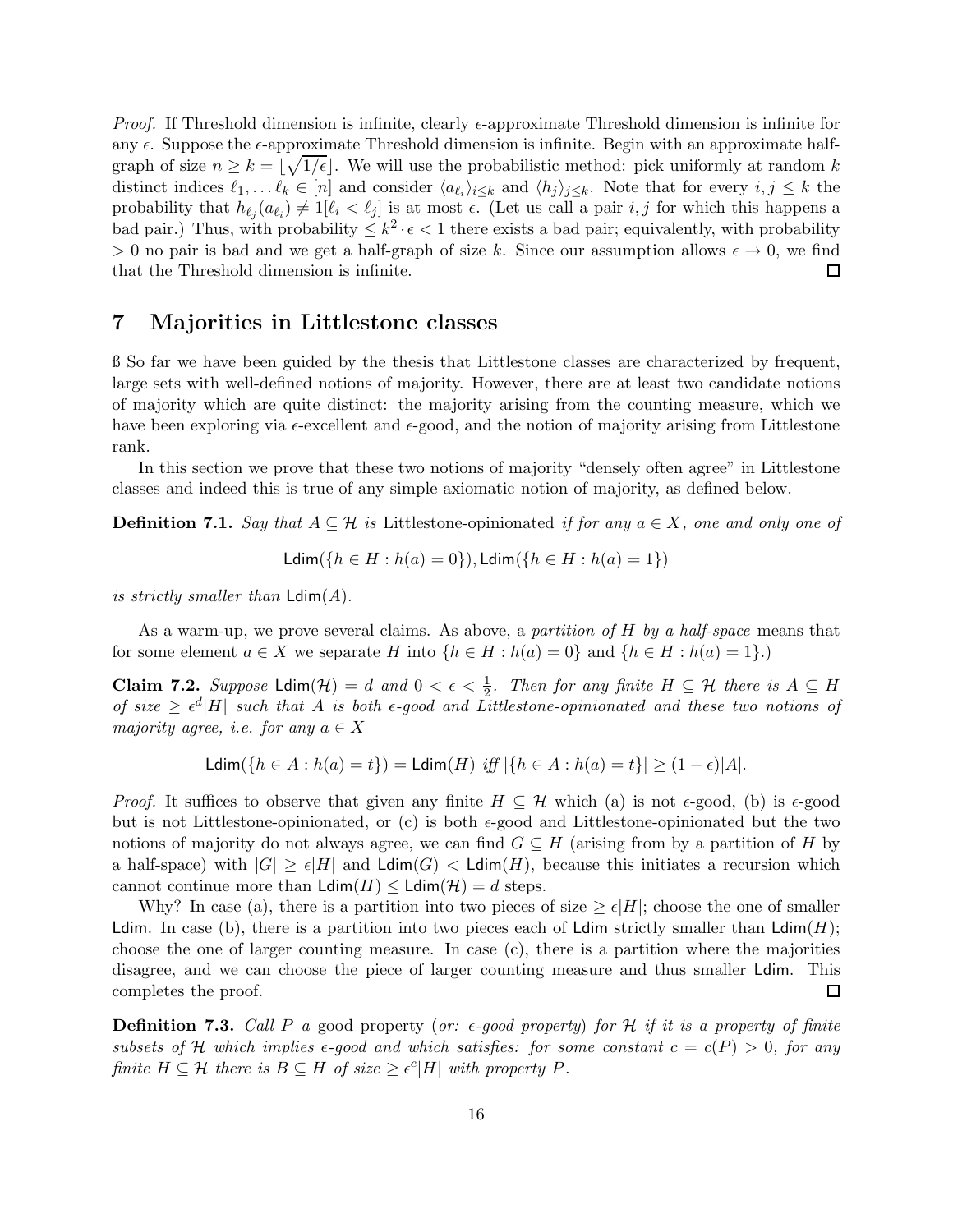*Proof.* If Threshold dimension is infinite, clearly $\epsilon$-approximate Threshold dimension is infinite for any $\epsilon$. Suppose the $\epsilon$-approximate Threshold dimension is infinite. Begin with an approximate half-graph of size $n \geq k = \lfloor \sqrt{1/\epsilon} \rfloor$. We will use the probabilistic method: pick uniformly at random $k$ distinct indices $\ell_1, \ldots \ell_k \in [n]$ and consider $\langle a_{\ell_i} \rangle_{i \leq k}$ and $\langle h_j \rangle_{j \leq k}$. Note that for every $i, j \leq k$ the probability that $h_{\ell_j}(a_{\ell_i}) \neq 1[\ell_i < \ell_j]$ is at most $\epsilon$. (Let us call a pair $i, j$ for which this happens a bad pair.) Thus, with probability $\leq k^2 \cdot \epsilon < 1$ there exists a bad pair; equivalently, with probability $> 0$ no pair is bad and we get a half-graph of size $k$. Since our assumption allows $\epsilon \to 0$, we find that the Threshold dimension is infinite. □

# 7 Majorities in Littlestone classes

ß So far we have been guided by the thesis that Littlestone classes are characterized by frequent, large sets with well-defined notions of majority. However, there are at least two candidate notions of majority which are quite distinct: the majority arising from the counting measure, which we have been exploring via $\epsilon$-excellent and $\epsilon$-good, and the notion of majority arising from Littlestone rank.

In this section we prove that these two notions of majority "densely often agree" in Littlestone classes and indeed this is true of any simple axiomatic notion of majority, as defined below.

**Definition 7.1.** *Say that $A \subseteq \mathcal{H}$ is* Littlestone-opinionated *if for any $a \in X$, one and only one of*

$$\mathsf{Ldim}(\{h \in H : h(a) = 0\}), \mathsf{Ldim}(\{h \in H : h(a) = 1\})$$

*is strictly smaller than $\mathsf{Ldim}(A)$.*

As a warm-up, we prove several claims. As above, a *partition of $H$ by a half-space* means that for some element $a \in X$ we separate $H$ into $\{h \in H : h(a) = 0\}$ and $\{h \in H : h(a) = 1\}$.)

**Claim 7.2.** *Suppose $\mathsf{Ldim}(\mathcal{H}) = d$ and $0 < \epsilon < \frac{1}{2}$. Then for any finite $H \subseteq \mathcal{H}$ there is $A \subseteq H$ of size $\geq \epsilon^d |H|$ such that $A$ is both $\epsilon$-good and Littlestone-opinionated and these two notions of majority agree, i.e. for any $a \in X$*

$$\mathsf{Ldim}(\{h \in A : h(a) = t\}) = \mathsf{Ldim}(H) \text{ iff } |\{h \in A : h(a) = t\}| \geq (1 - \epsilon)|A|.$$

*Proof.* It suffices to observe that given any finite $H \subseteq \mathcal{H}$ which (a) is not $\epsilon$-good, (b) is $\epsilon$-good but is not Littlestone-opinionated, or (c) is both $\epsilon$-good and Littlestone-opinionated but the two notions of majority do not always agree, we can find $G \subseteq H$ (arising from by a partition of $H$ by a half-space) with $|G| \geq \epsilon|H|$ and $\mathsf{Ldim}(G) < \mathsf{Ldim}(H)$, because this initiates a recursion which cannot continue more than $\mathsf{Ldim}(H) \leq \mathsf{Ldim}(\mathcal{H}) = d$ steps.

Why? In case (a), there is a partition into two pieces of size $\geq \epsilon|H|$; choose the one of smaller $\mathsf{Ldim}$. In case (b), there is a partition into two pieces each of $\mathsf{Ldim}$ strictly smaller than $\mathsf{Ldim}(H)$; choose the one of larger counting measure. In case (c), there is a partition where the majorities disagree, and we can choose the piece of larger counting measure and thus smaller $\mathsf{Ldim}$. This completes the proof. □

**Definition 7.3.** *Call $P$ a* good property *(or: $\epsilon$-good property) for $\mathcal{H}$ if it is a property of finite subsets of $\mathcal{H}$ which implies $\epsilon$-good and which satisfies: for some constant $c = c(P) > 0$, for any finite $H \subseteq \mathcal{H}$ there is $B \subseteq H$ of size $\geq \epsilon^c |H|$ with property $P$.*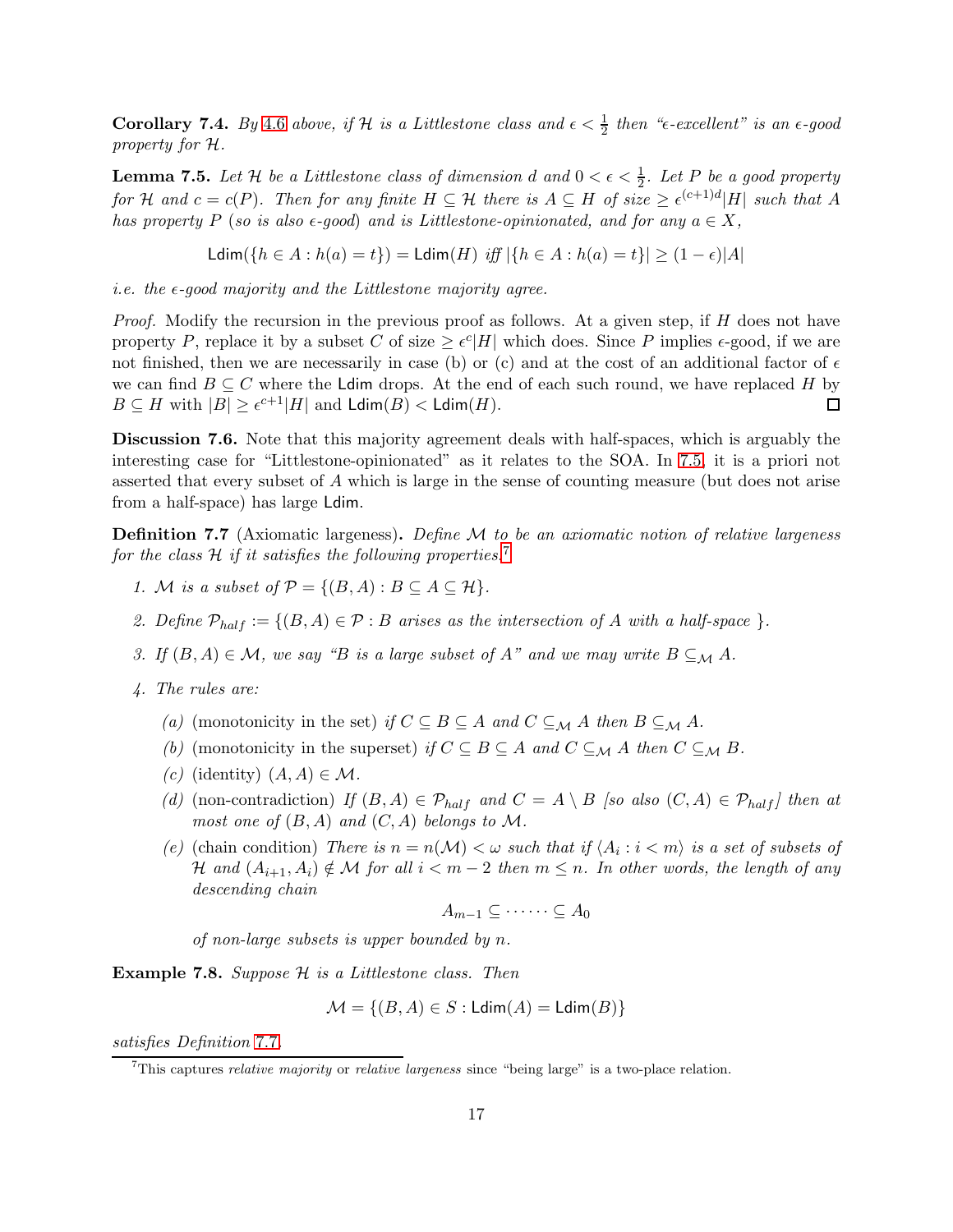**Corollary 7.4.** *By 4.6 above, if $\mathcal{H}$ is a Littlestone class and $\epsilon < \frac{1}{2}$ then "$\epsilon$-excellent" is an $\epsilon$-good property for $\mathcal{H}$.*

**Lemma 7.5.** *Let $\mathcal{H}$ be a Littlestone class of dimension $d$ and $0 < \epsilon < \frac{1}{2}$. Let $P$ be a good property for $\mathcal{H}$ and $c = c(P)$. Then for any finite $H \subseteq \mathcal{H}$ there is $A \subseteq H$ of size $\geq \epsilon^{(c+1)d}|H|$ such that $A$ has property $P$ (so is also $\epsilon$-good) and is Littlestone-opinionated, and for any $a \in X$,*

$$\mathsf{Ldim}(\{h \in A : h(a) = t\}) = \mathsf{Ldim}(H) \text{ iff } |\{h \in A : h(a) = t\}| \geq (1 - \epsilon)|A|$$

*i.e. the $\epsilon$-good majority and the Littlestone majority agree.*

*Proof.* Modify the recursion in the previous proof as follows. At a given step, if $H$ does not have property $P$, replace it by a subset $C$ of size $\geq \epsilon^c|H|$ which does. Since $P$ implies $\epsilon$-good, if we are not finished, then we are necessarily in case (b) or (c) and at the cost of an additional factor of $\epsilon$ we can find $B \subseteq C$ where the $\mathsf{Ldim}$ drops. At the end of each such round, we have replaced $H$ by $B \subseteq H$ with $|B| \geq \epsilon^{c+1}|H|$ and $\mathsf{Ldim}(B) < \mathsf{Ldim}(H)$. ☐

**Discussion 7.6.** Note that this majority agreement deals with half-spaces, which is arguably the interesting case for "Littlestone-opinionated" as it relates to the SOA. In 7.5, it is a priori not asserted that every subset of $A$ which is large in the sense of counting measure (but does not arise from a half-space) has large $\mathsf{Ldim}$.

**Definition 7.7** (Axiomatic largeness)**.** *Define $\mathcal{M}$ to be an axiomatic notion of relative largeness for the class $\mathcal{H}$ if it satisfies the following properties.*[7]

1. *$\mathcal{M}$ is a subset of $\mathcal{P} = \{(B, A) : B \subseteq A \subseteq \mathcal{H}\}$.*
2. *Define $\mathcal{P}_{half} := \{(B, A) \in \mathcal{P} : B$ arises as the intersection of $A$ with a half-space $\}$.*
3. *If $(B, A) \in \mathcal{M}$, we say "$B$ is a large subset of $A$" and we may write $B \subseteq_{\mathcal{M}} A$.*
4. *The rules are:*
   - (a) (monotonicity in the set) *if $C \subseteq B \subseteq A$ and $C \subseteq_{\mathcal{M}} A$ then $B \subseteq_{\mathcal{M}} A$.*
   - (b) (monotonicity in the superset) *if $C \subseteq B \subseteq A$ and $C \subseteq_{\mathcal{M}} A$ then $C \subseteq_{\mathcal{M}} B$.*
   - (c) (identity) *$(A, A) \in \mathcal{M}$.*
   - (d) (non-contradiction) *If $(B, A) \in \mathcal{P}_{half}$ and $C = A \setminus B$ [so also $(C, A) \in \mathcal{P}_{half}$] then at most one of $(B, A)$ and $(C, A)$ belongs to $\mathcal{M}$.*
   - (e) (chain condition) *There is $n = n(\mathcal{M}) < \omega$ such that if $\langle A_i : i < m \rangle$ is a set of subsets of $\mathcal{H}$ and $(A_{i+1}, A_i) \notin \mathcal{M}$ for all $i < m - 2$ then $m \leq n$. In other words, the length of any descending chain*

     $$A_{m-1} \subseteq \cdots\cdots \subseteq A_0$$

     *of non-large subsets is upper bounded by $n$.*

**Example 7.8.** *Suppose $\mathcal{H}$ is a Littlestone class. Then*

$$\mathcal{M} = \{(B, A) \in S : \mathsf{Ldim}(A) = \mathsf{Ldim}(B)\}$$

*satisfies Definition 7.7.*

[7] This captures *relative majority* or *relative largeness* since "being large" is a two-place relation.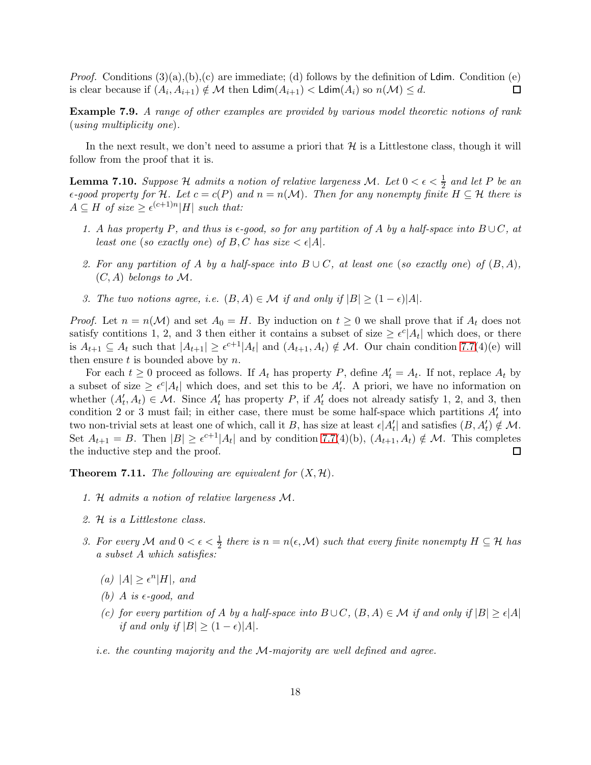*Proof.* Conditions (3)(a),(b),(c) are immediate; (d) follows by the definition of Ldim. Condition (e) is clear because if $(A_i, A_{i+1}) \notin \mathcal{M}$ then $\mathsf{Ldim}(A_{i+1}) < \mathsf{Ldim}(A_i)$ so $n(\mathcal{M}) \leq d$. ◻

**Example 7.9.** *A range of other examples are provided by various model theoretic notions of rank (using multiplicity one).*

In the next result, we don't need to assume a priori that $\mathcal{H}$ is a Littlestone class, though it will follow from the proof that it is.

**Lemma 7.10.** *Suppose $\mathcal{H}$ admits a notion of relative largeness $\mathcal{M}$. Let $0 < \epsilon < \frac{1}{2}$ and let $P$ be an $\epsilon$-good property for $\mathcal{H}$. Let $c = c(P)$ and $n = n(\mathcal{M})$. Then for any nonempty finite $H \subseteq \mathcal{H}$ there is $A \subseteq H$ of size $\geq \epsilon^{(c+1)n}|H|$ such that:*

1. *$A$ has property $P$, and thus is $\epsilon$-good, so for any partition of $A$ by a half-space into $B \cup C$, at least one (so exactly one) of $B, C$ has size $< \epsilon|A|$.*
2. *For any partition of $A$ by a half-space into $B \cup C$, at least one (so exactly one) of $(B, A)$, $(C, A)$ belongs to $\mathcal{M}$.*
3. *The two notions agree, i.e. $(B, A) \in \mathcal{M}$ if and only if $|B| \geq (1 - \epsilon)|A|$.*

*Proof.* Let $n = n(\mathcal{M})$ and set $A_0 = H$. By induction on $t \geq 0$ we shall prove that if $A_t$ does not satisfy contitions 1, 2, and 3 then either it contains a subset of size $\geq \epsilon^c|A_t|$ which does, or there is $A_{t+1} \subseteq A_t$ such that $|A_{t+1}| \geq \epsilon^{c+1}|A_t|$ and $(A_{t+1}, A_t) \notin \mathcal{M}$. Our chain condition 7.7(4)(e) will then ensure $t$ is bounded above by $n$.

For each $t \geq 0$ proceed as follows. If $A_t$ has property $P$, define $A'_t = A_t$. If not, replace $A_t$ by a subset of size $\geq \epsilon^c|A_t|$ which does, and set this to be $A'_t$. A priori, we have no information on whether $(A'_t, A_t) \in \mathcal{M}$. Since $A'_t$ has property $P$, if $A'_t$ does not already satisfy 1, 2, and 3, then condition 2 or 3 must fail; in either case, there must be some half-space which partitions $A'_t$ into two non-trivial sets at least one of which, call it $B$, has size at least $\epsilon|A'_t|$ and satisfies $(B, A'_t) \notin \mathcal{M}$. Set $A_{t+1} = B$. Then $|B| \geq \epsilon^{c+1}|A_t|$ and by condition 7.7(4)(b), $(A_{t+1}, A_t) \notin \mathcal{M}$. This completes the inductive step and the proof. ◻

**Theorem 7.11.** *The following are equivalent for $(X, \mathcal{H})$.*

1. *$\mathcal{H}$ admits a notion of relative largeness $\mathcal{M}$.*
2. *$\mathcal{H}$ is a Littlestone class.*
3. *For every $\mathcal{M}$ and $0 < \epsilon < \frac{1}{2}$ there is $n = n(\epsilon, \mathcal{M})$ such that every finite nonempty $H \subseteq \mathcal{H}$ has a subset $A$ which satisfies:*
   - *(a) $|A| \geq \epsilon^n|H|$, and*
   - *(b) $A$ is $\epsilon$-good, and*
   - *(c) for every partition of $A$ by a half-space into $B \cup C$, $(B, A) \in \mathcal{M}$ if and only if $|B| \geq \epsilon|A|$ if and only if $|B| \geq (1 - \epsilon)|A|$.*

   *i.e. the counting majority and the $\mathcal{M}$-majority are well defined and agree.*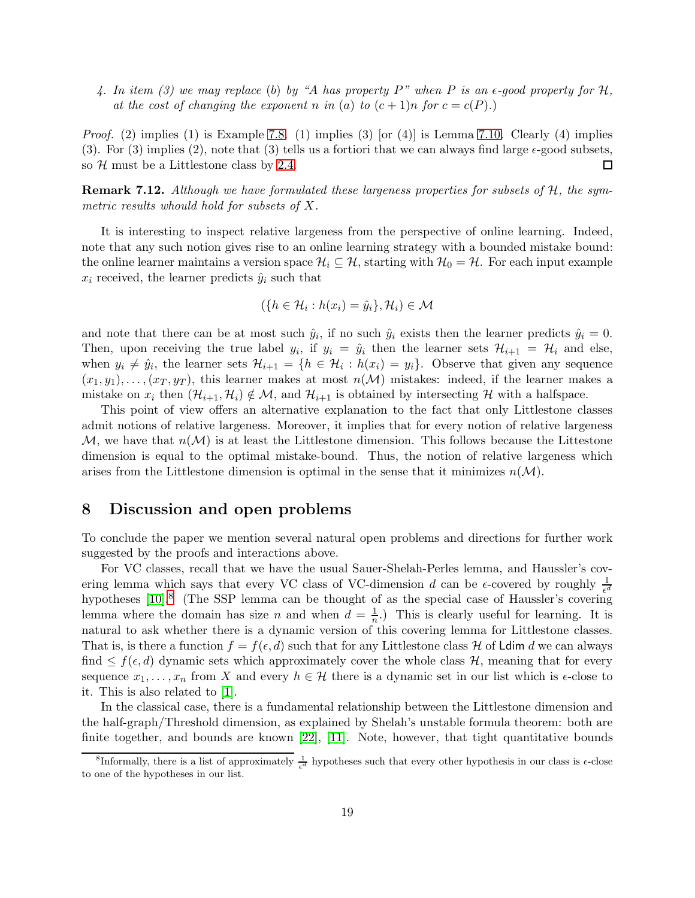4. *In item (3) we may replace (b) by "$A$ has property $P$" when $P$ is an $\epsilon$-good property for $\mathcal{H}$, at the cost of changing the exponent $n$ in (a) to $(c+1)n$ for $c = c(P)$.)*

*Proof.* (2) implies (1) is Example 7.8. (1) implies (3) [or (4)] is Lemma 7.10. Clearly (4) implies (3). For (3) implies (2), note that (3) tells us a fortiori that we can always find large $\epsilon$-good subsets, so $\mathcal{H}$ must be a Littlestone class by 2.4. □

**Remark 7.12.** *Although we have formulated these largeness properties for subsets of $\mathcal{H}$, the symmetric results whould hold for subsets of $X$.*

It is interesting to inspect relative largeness from the perspective of online learning. Indeed, note that any such notion gives rise to an online learning strategy with a bounded mistake bound: the online learner maintains a version space $\mathcal{H}_i \subseteq \mathcal{H}$, starting with $\mathcal{H}_0 = \mathcal{H}$. For each input example $x_i$ received, the learner predicts $\hat{y}_i$ such that

$$(\{h \in \mathcal{H}_i : h(x_i) = \hat{y}_i\}, \mathcal{H}_i) \in \mathcal{M}$$

and note that there can be at most such $\hat{y}_i$, if no such $\hat{y}_i$ exists then the learner predicts $\hat{y}_i = 0$. Then, upon receiving the true label $y_i$, if $y_i = \hat{y}_i$ then the learner sets $\mathcal{H}_{i+1} = \mathcal{H}_i$ and else, when $y_i \neq \hat{y}_i$, the learner sets $\mathcal{H}_{i+1} = \{h \in \mathcal{H}_i : h(x_i) = y_i\}$. Observe that given any sequence $(x_1, y_1), \ldots, (x_T, y_T)$, this learner makes at most $n(\mathcal{M})$ mistakes: indeed, if the learner makes a mistake on $x_i$ then $(\mathcal{H}_{i+1}, \mathcal{H}_i) \notin \mathcal{M}$, and $\mathcal{H}_{i+1}$ is obtained by intersecting $\mathcal{H}$ with a halfspace.

This point of view offers an alternative explanation to the fact that only Littlestone classes admit notions of relative largeness. Moreover, it implies that for every notion of relative largeness $\mathcal{M}$, we have that $n(\mathcal{M})$ is at least the Littlestone dimension. This follows because the Littestone dimension is equal to the optimal mistake-bound. Thus, the notion of relative largeness which arises from the Littlestone dimension is optimal in the sense that it minimizes $n(\mathcal{M})$.

## 8 Discussion and open problems

To conclude the paper we mention several natural open problems and directions for further work suggested by the proofs and interactions above.

For VC classes, recall that we have the usual Sauer-Shelah-Perles lemma, and Haussler's covering lemma which says that every VC class of VC-dimension $d$ can be $\epsilon$-covered by roughly $\frac{1}{\epsilon^d}$ hypotheses [10].[8] (The SSP lemma can be thought of as the special case of Haussler's covering lemma where the domain has size $n$ and when $d = \frac{1}{n}$.) This is clearly useful for learning. It is natural to ask whether there is a dynamic version of this covering lemma for Littlestone classes. That is, is there a function $f = f(\epsilon, d)$ such that for any Littlestone class $\mathcal{H}$ of $\mathsf{Ldim}$ $d$ we can always find $\leq f(\epsilon, d)$ dynamic sets which approximately cover the whole class $\mathcal{H}$, meaning that for every sequence $x_1, \ldots, x_n$ from $X$ and every $h \in \mathcal{H}$ there is a dynamic set in our list which is $\epsilon$-close to it. This is also related to [1].

In the classical case, there is a fundamental relationship between the Littlestone dimension and the half-graph/Threshold dimension, as explained by Shelah's unstable formula theorem: both are finite together, and bounds are known [22], [11]. Note, however, that tight quantitative bounds

[8] Informally, there is a list of approximately $\frac{1}{\epsilon^d}$ hypotheses such that every other hypothesis in our class is $\epsilon$-close to one of the hypotheses in our list.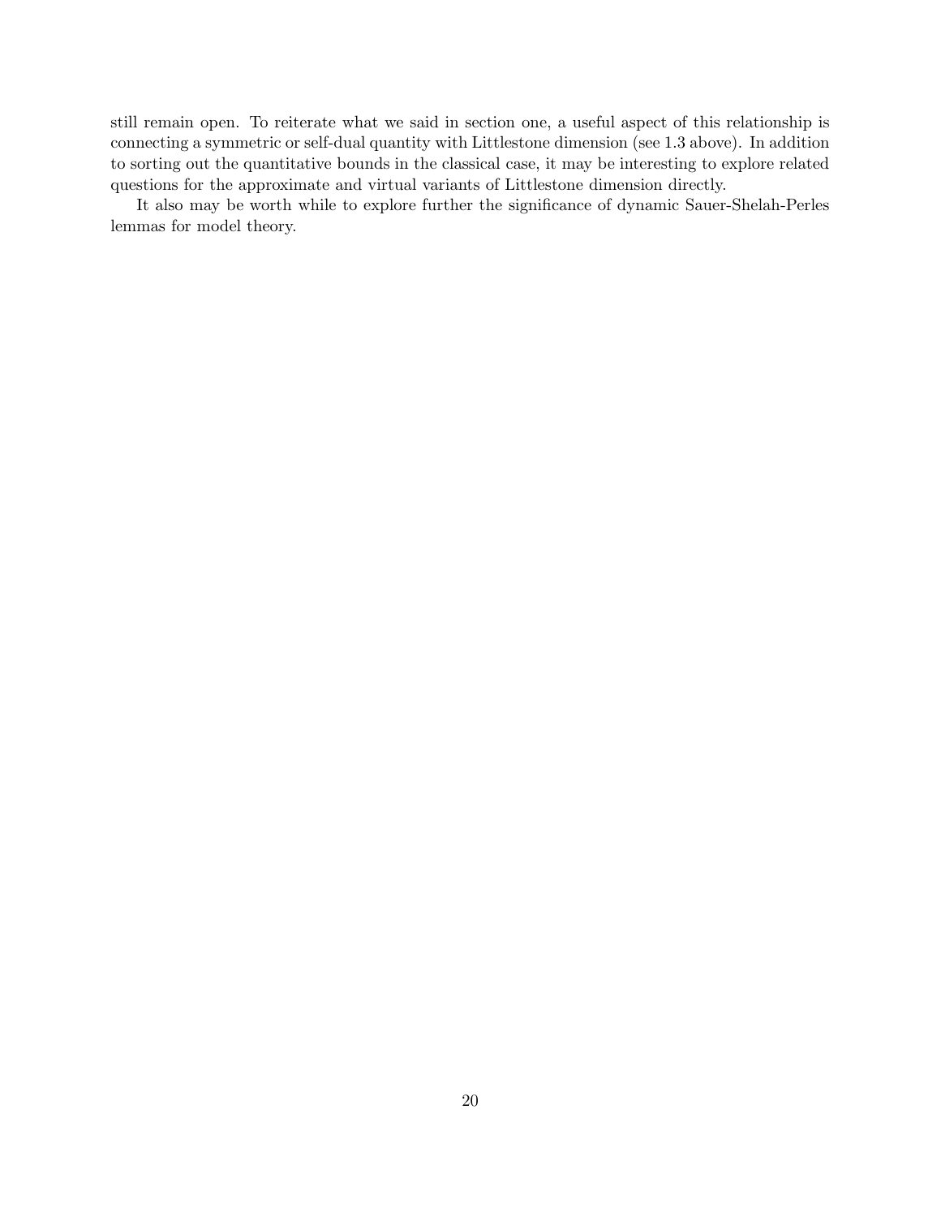still remain open. To reiterate what we said in section one, a useful aspect of this relationship is connecting a symmetric or self-dual quantity with Littlestone dimension (see 1.3 above). In addition to sorting out the quantitative bounds in the classical case, it may be interesting to explore related questions for the approximate and virtual variants of Littlestone dimension directly.

It also may be worth while to explore further the significance of dynamic Sauer-Shelah-Perles lemmas for model theory.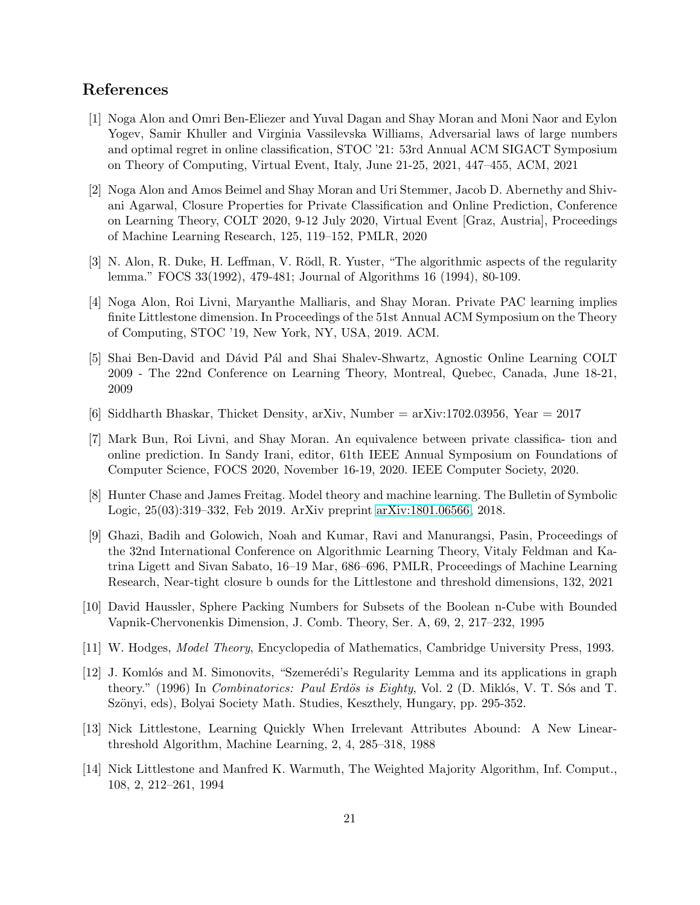## References

[1] Noga Alon and Omri Ben-Eliezer and Yuval Dagan and Shay Moran and Moni Naor and Eylon Yogev, Samir Khuller and Virginia Vassilevska Williams, Adversarial laws of large numbers and optimal regret in online classification, STOC '21: 53rd Annual ACM SIGACT Symposium on Theory of Computing, Virtual Event, Italy, June 21-25, 2021, 447–455, ACM, 2021

[2] Noga Alon and Amos Beimel and Shay Moran and Uri Stemmer, Jacob D. Abernethy and Shivani Agarwal, Closure Properties for Private Classification and Online Prediction, Conference on Learning Theory, COLT 2020, 9-12 July 2020, Virtual Event [Graz, Austria], Proceedings of Machine Learning Research, 125, 119–152, PMLR, 2020

[3] N. Alon, R. Duke, H. Leffman, V. Rödl, R. Yuster, "The algorithmic aspects of the regularity lemma." FOCS 33(1992), 479-481; Journal of Algorithms 16 (1994), 80-109.

[4] Noga Alon, Roi Livni, Maryanthe Malliaris, and Shay Moran. Private PAC learning implies finite Littlestone dimension. In Proceedings of the 51st Annual ACM Symposium on the Theory of Computing, STOC '19, New York, NY, USA, 2019. ACM.

[5] Shai Ben-David and Dávid Pál and Shai Shalev-Shwartz, Agnostic Online Learning COLT 2009 - The 22nd Conference on Learning Theory, Montreal, Quebec, Canada, June 18-21, 2009

[6] Siddharth Bhaskar, Thicket Density, arXiv, Number = arXiv:1702.03956, Year = 2017

[7] Mark Bun, Roi Livni, and Shay Moran. An equivalence between private classifica- tion and online prediction. In Sandy Irani, editor, 61th IEEE Annual Symposium on Foundations of Computer Science, FOCS 2020, November 16-19, 2020. IEEE Computer Society, 2020.

[8] Hunter Chase and James Freitag. Model theory and machine learning. The Bulletin of Symbolic Logic, 25(03):319–332, Feb 2019. ArXiv preprint arXiv:1801.06566, 2018.

[9] Ghazi, Badih and Golowich, Noah and Kumar, Ravi and Manurangsi, Pasin, Proceedings of the 32nd International Conference on Algorithmic Learning Theory, Vitaly Feldman and Katrina Ligett and Sivan Sabato, 16–19 Mar, 686–696, PMLR, Proceedings of Machine Learning Research, Near-tight closure b ounds for the Littlestone and threshold dimensions, 132, 2021

[10] David Haussler, Sphere Packing Numbers for Subsets of the Boolean n-Cube with Bounded Vapnik-Chervonenkis Dimension, J. Comb. Theory, Ser. A, 69, 2, 217–232, 1995

[11] W. Hodges, *Model Theory*, Encyclopedia of Mathematics, Cambridge University Press, 1993.

[12] J. Komlós and M. Simonovits, "Szemerédi's Regularity Lemma and its applications in graph theory." (1996) In *Combinatorics: Paul Erdös is Eighty*, Vol. 2 (D. Miklós, V. T. Sós and T. Szönyi, eds), Bolyai Society Math. Studies, Keszthely, Hungary, pp. 295-352.

[13] Nick Littlestone, Learning Quickly When Irrelevant Attributes Abound: A New Linear-threshold Algorithm, Machine Learning, 2, 4, 285–318, 1988

[14] Nick Littlestone and Manfred K. Warmuth, The Weighted Majority Algorithm, Inf. Comput., 108, 2, 212–261, 1994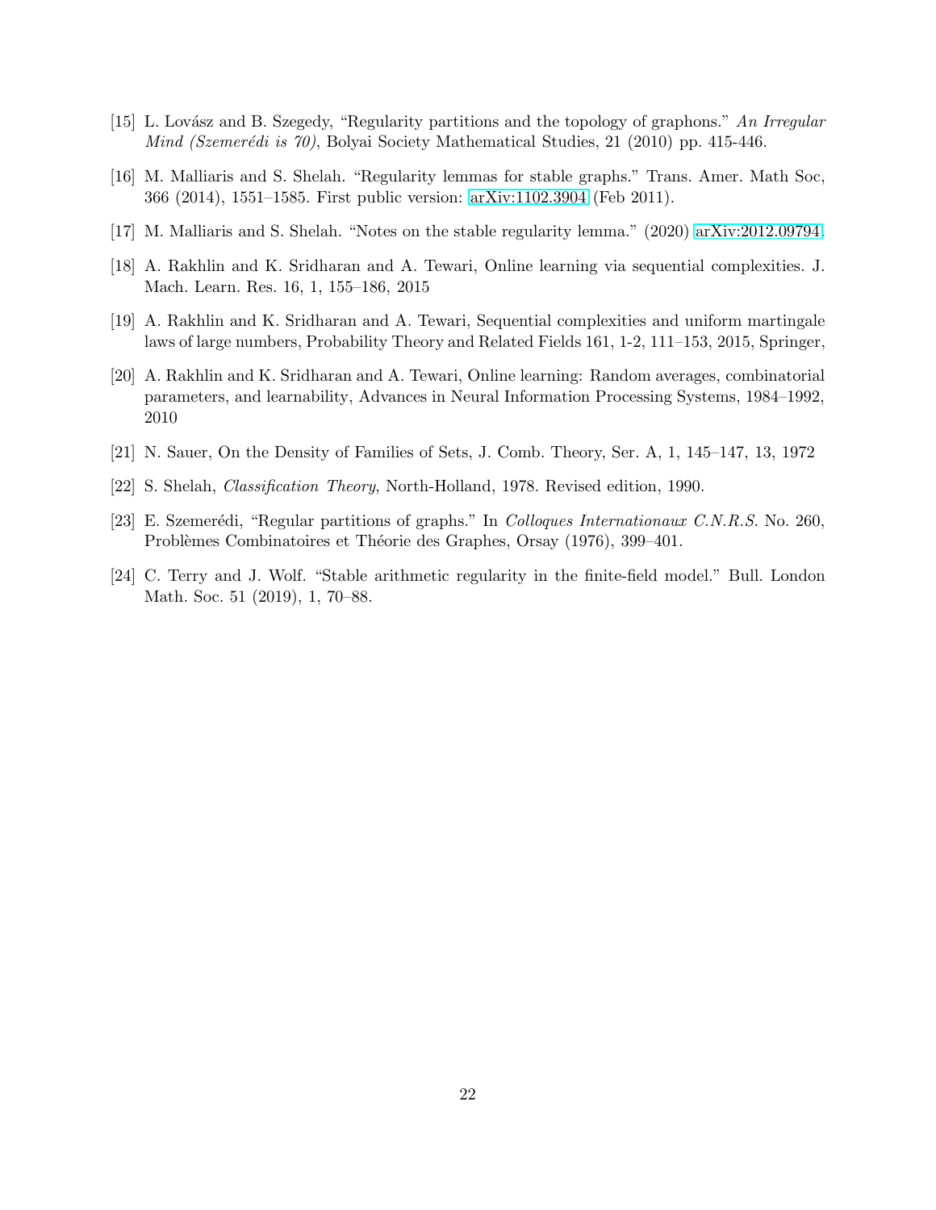[15] L. Lovász and B. Szegedy, "Regularity partitions and the topology of graphons." *An Irregular Mind (Szemerédi is 70)*, Bolyai Society Mathematical Studies, 21 (2010) pp. 415-446.

[16] M. Malliaris and S. Shelah. "Regularity lemmas for stable graphs." Trans. Amer. Math Soc, 366 (2014), 1551–1585. First public version: arXiv:1102.3904 (Feb 2011).

[17] M. Malliaris and S. Shelah. "Notes on the stable regularity lemma." (2020) arXiv:2012.09794.

[18] A. Rakhlin and K. Sridharan and A. Tewari, Online learning via sequential complexities. J. Mach. Learn. Res. 16, 1, 155–186, 2015

[19] A. Rakhlin and K. Sridharan and A. Tewari, Sequential complexities and uniform martingale laws of large numbers, Probability Theory and Related Fields 161, 1-2, 111–153, 2015, Springer,

[20] A. Rakhlin and K. Sridharan and A. Tewari, Online learning: Random averages, combinatorial parameters, and learnability, Advances in Neural Information Processing Systems, 1984–1992, 2010

[21] N. Sauer, On the Density of Families of Sets, J. Comb. Theory, Ser. A, 1, 145–147, 13, 1972

[22] S. Shelah, *Classification Theory*, North-Holland, 1978. Revised edition, 1990.

[23] E. Szemerédi, "Regular partitions of graphs." In *Colloques Internationaux C.N.R.S.* No. 260, Problèmes Combinatoires et Théorie des Graphes, Orsay (1976), 399–401.

[24] C. Terry and J. Wolf. "Stable arithmetic regularity in the finite-field model." Bull. London Math. Soc. 51 (2019), 1, 70–88.